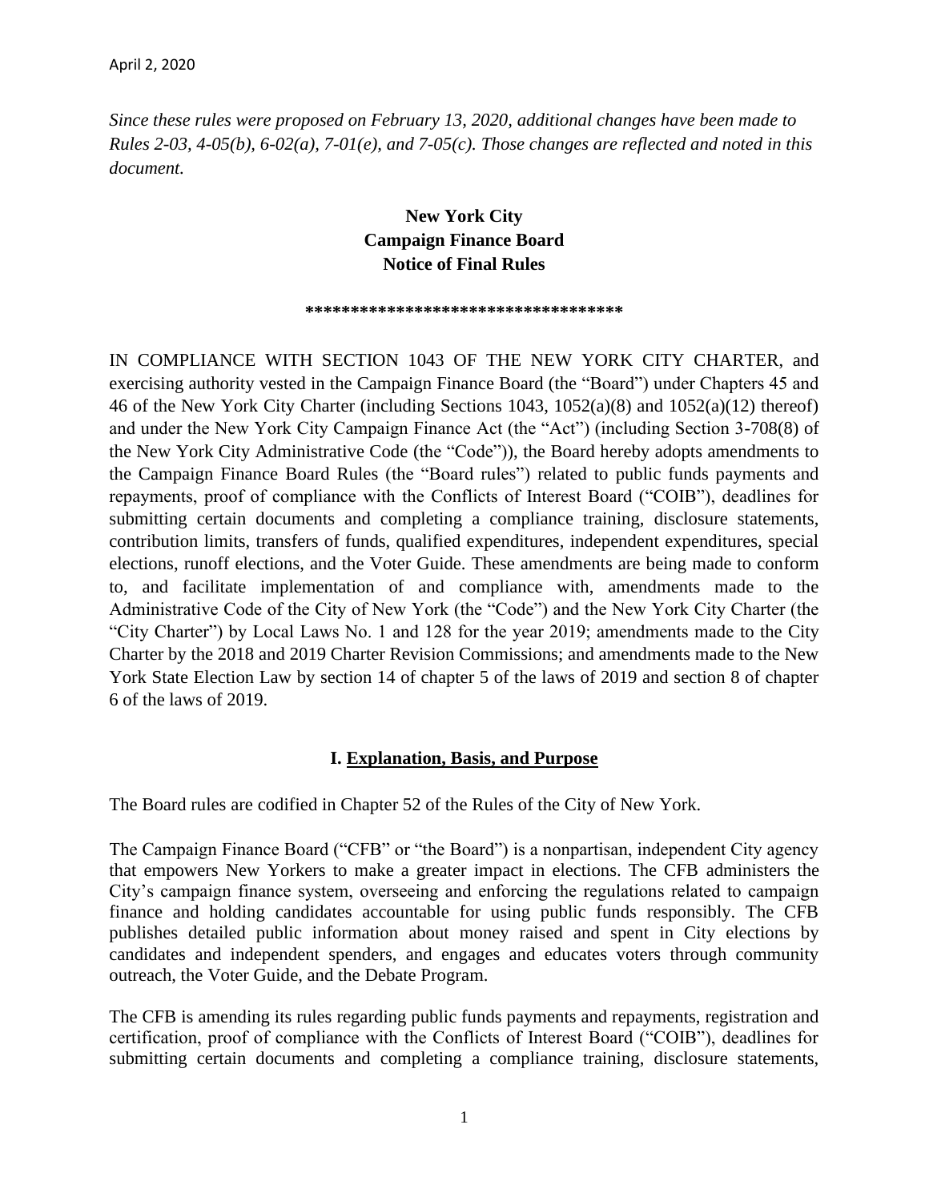April 2, 2020

*Since these rules were proposed on February 13, 2020, additional changes have been made to Rules 2-03, 4-05(b), 6-02(a), 7-01(e), and 7-05(c). Those changes are reflected and noted in this document.*

**New York City**
**Campaign Finance Board**
**Notice of Final Rules**

**\*\*\*\*\*\*\*\*\*\*\*\*\*\*\*\*\*\*\*\*\*\*\*\*\*\*\*\*\*\*\*\*\*\*\*\***

IN COMPLIANCE WITH SECTION 1043 OF THE NEW YORK CITY CHARTER, and exercising authority vested in the Campaign Finance Board (the "Board") under Chapters 45 and 46 of the New York City Charter (including Sections 1043, 1052(a)(8) and 1052(a)(12) thereof) and under the New York City Campaign Finance Act (the "Act") (including Section 3-708(8) of the New York City Administrative Code (the "Code")), the Board hereby adopts amendments to the Campaign Finance Board Rules (the "Board rules") related to public funds payments and repayments, proof of compliance with the Conflicts of Interest Board ("COIB"), deadlines for submitting certain documents and completing a compliance training, disclosure statements, contribution limits, transfers of funds, qualified expenditures, independent expenditures, special elections, runoff elections, and the Voter Guide. These amendments are being made to conform to, and facilitate implementation of and compliance with, amendments made to the Administrative Code of the City of New York (the "Code") and the New York City Charter (the "City Charter") by Local Laws No. 1 and 128 for the year 2019; amendments made to the City Charter by the 2018 and 2019 Charter Revision Commissions; and amendments made to the New York State Election Law by section 14 of chapter 5 of the laws of 2019 and section 8 of chapter 6 of the laws of 2019.

## I. Explanation, Basis, and Purpose

The Board rules are codified in Chapter 52 of the Rules of the City of New York.

The Campaign Finance Board ("CFB" or "the Board") is a nonpartisan, independent City agency that empowers New Yorkers to make a greater impact in elections. The CFB administers the City's campaign finance system, overseeing and enforcing the regulations related to campaign finance and holding candidates accountable for using public funds responsibly. The CFB publishes detailed public information about money raised and spent in City elections by candidates and independent spenders, and engages and educates voters through community outreach, the Voter Guide, and the Debate Program.

The CFB is amending its rules regarding public funds payments and repayments, registration and certification, proof of compliance with the Conflicts of Interest Board ("COIB"), deadlines for submitting certain documents and completing a compliance training, disclosure statements,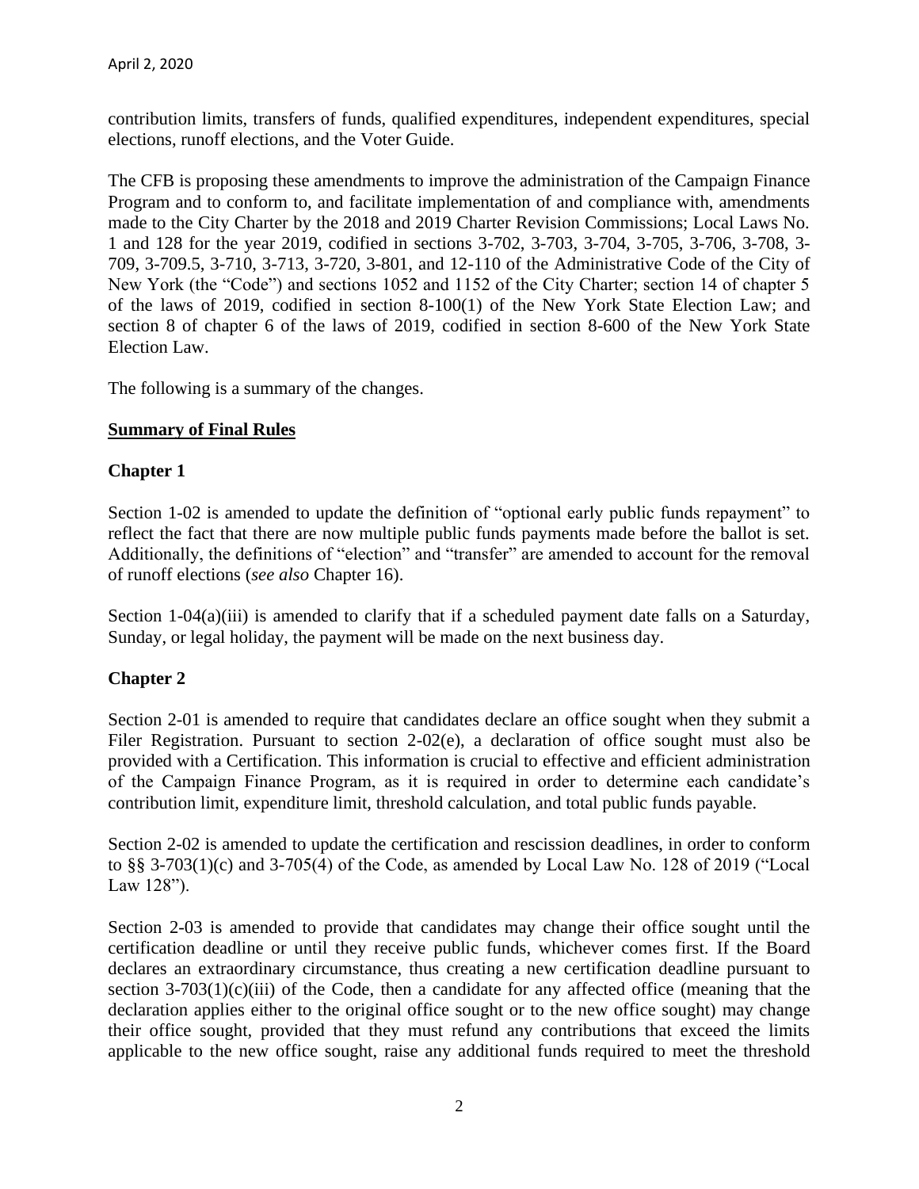contribution limits, transfers of funds, qualified expenditures, independent expenditures, special elections, runoff elections, and the Voter Guide.

The CFB is proposing these amendments to improve the administration of the Campaign Finance Program and to conform to, and facilitate implementation of and compliance with, amendments made to the City Charter by the 2018 and 2019 Charter Revision Commissions; Local Laws No. 1 and 128 for the year 2019, codified in sections 3-702, 3-703, 3-704, 3-705, 3-706, 3-708, 3-709, 3-709.5, 3-710, 3-713, 3-720, 3-801, and 12-110 of the Administrative Code of the City of New York (the "Code") and sections 1052 and 1152 of the City Charter; section 14 of chapter 5 of the laws of 2019, codified in section 8-100(1) of the New York State Election Law; and section 8 of chapter 6 of the laws of 2019, codified in section 8-600 of the New York State Election Law.

The following is a summary of the changes.

## Summary of Final Rules

### Chapter 1

Section 1-02 is amended to update the definition of "optional early public funds repayment" to reflect the fact that there are now multiple public funds payments made before the ballot is set. Additionally, the definitions of "election" and "transfer" are amended to account for the removal of runoff elections (*see also* Chapter 16).

Section 1-04(a)(iii) is amended to clarify that if a scheduled payment date falls on a Saturday, Sunday, or legal holiday, the payment will be made on the next business day.

### Chapter 2

Section 2-01 is amended to require that candidates declare an office sought when they submit a Filer Registration. Pursuant to section 2-02(e), a declaration of office sought must also be provided with a Certification. This information is crucial to effective and efficient administration of the Campaign Finance Program, as it is required in order to determine each candidate's contribution limit, expenditure limit, threshold calculation, and total public funds payable.

Section 2-02 is amended to update the certification and rescission deadlines, in order to conform to §§ 3-703(1)(c) and 3-705(4) of the Code, as amended by Local Law No. 128 of 2019 ("Local Law 128").

Section 2-03 is amended to provide that candidates may change their office sought until the certification deadline or until they receive public funds, whichever comes first. If the Board declares an extraordinary circumstance, thus creating a new certification deadline pursuant to section 3-703(1)(c)(iii) of the Code, then a candidate for any affected office (meaning that the declaration applies either to the original office sought or to the new office sought) may change their office sought, provided that they must refund any contributions that exceed the limits applicable to the new office sought, raise any additional funds required to meet the threshold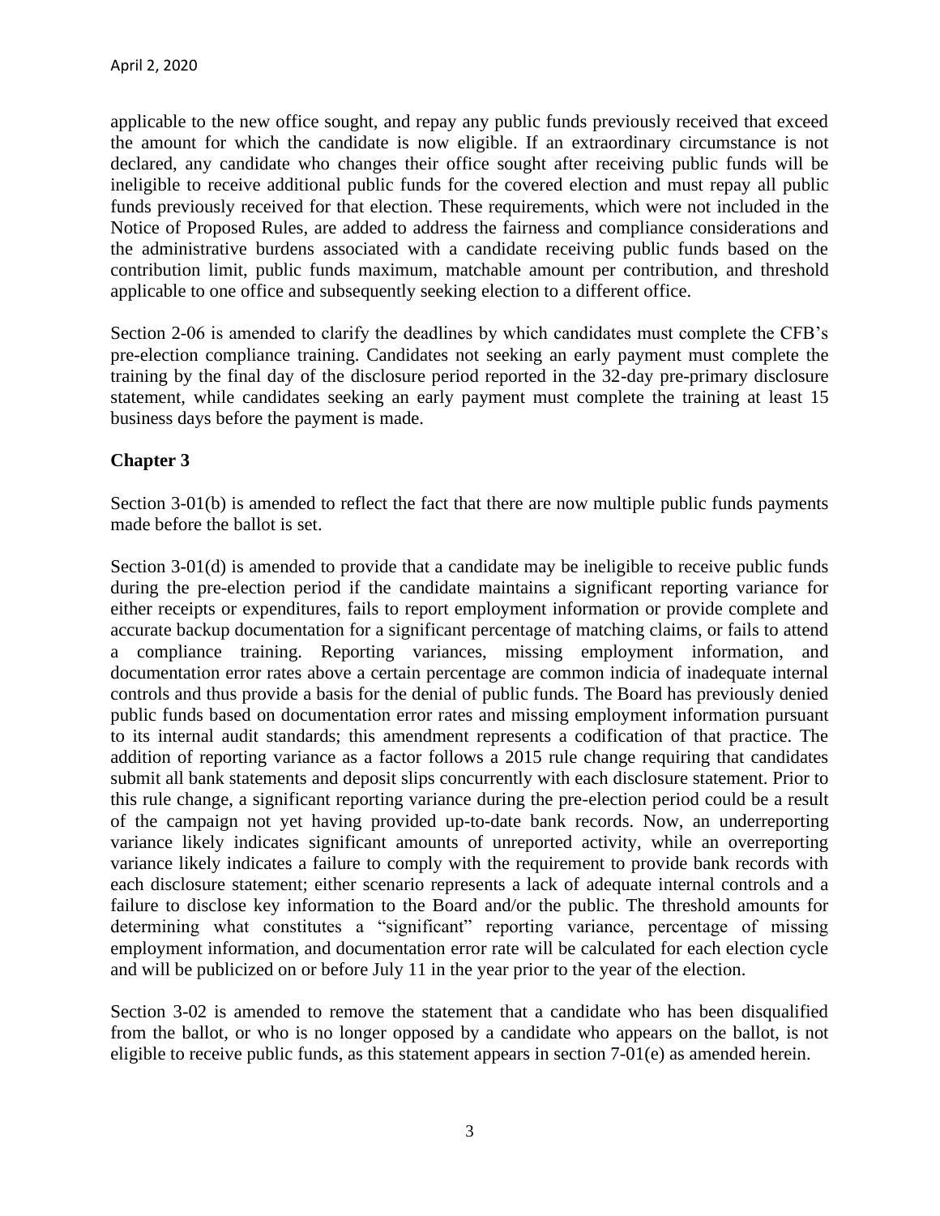applicable to the new office sought, and repay any public funds previously received that exceed the amount for which the candidate is now eligible. If an extraordinary circumstance is not declared, any candidate who changes their office sought after receiving public funds will be ineligible to receive additional public funds for the covered election and must repay all public funds previously received for that election. These requirements, which were not included in the Notice of Proposed Rules, are added to address the fairness and compliance considerations and the administrative burdens associated with a candidate receiving public funds based on the contribution limit, public funds maximum, matchable amount per contribution, and threshold applicable to one office and subsequently seeking election to a different office.

Section 2-06 is amended to clarify the deadlines by which candidates must complete the CFB's pre-election compliance training. Candidates not seeking an early payment must complete the training by the final day of the disclosure period reported in the 32-day pre-primary disclosure statement, while candidates seeking an early payment must complete the training at least 15 business days before the payment is made.

**Chapter 3**

Section 3-01(b) is amended to reflect the fact that there are now multiple public funds payments made before the ballot is set.

Section 3-01(d) is amended to provide that a candidate may be ineligible to receive public funds during the pre-election period if the candidate maintains a significant reporting variance for either receipts or expenditures, fails to report employment information or provide complete and accurate backup documentation for a significant percentage of matching claims, or fails to attend a compliance training. Reporting variances, missing employment information, and documentation error rates above a certain percentage are common indicia of inadequate internal controls and thus provide a basis for the denial of public funds. The Board has previously denied public funds based on documentation error rates and missing employment information pursuant to its internal audit standards; this amendment represents a codification of that practice. The addition of reporting variance as a factor follows a 2015 rule change requiring that candidates submit all bank statements and deposit slips concurrently with each disclosure statement. Prior to this rule change, a significant reporting variance during the pre-election period could be a result of the campaign not yet having provided up-to-date bank records. Now, an underreporting variance likely indicates significant amounts of unreported activity, while an overreporting variance likely indicates a failure to comply with the requirement to provide bank records with each disclosure statement; either scenario represents a lack of adequate internal controls and a failure to disclose key information to the Board and/or the public. The threshold amounts for determining what constitutes a "significant" reporting variance, percentage of missing employment information, and documentation error rate will be calculated for each election cycle and will be publicized on or before July 11 in the year prior to the year of the election.

Section 3-02 is amended to remove the statement that a candidate who has been disqualified from the ballot, or who is no longer opposed by a candidate who appears on the ballot, is not eligible to receive public funds, as this statement appears in section 7-01(e) as amended herein.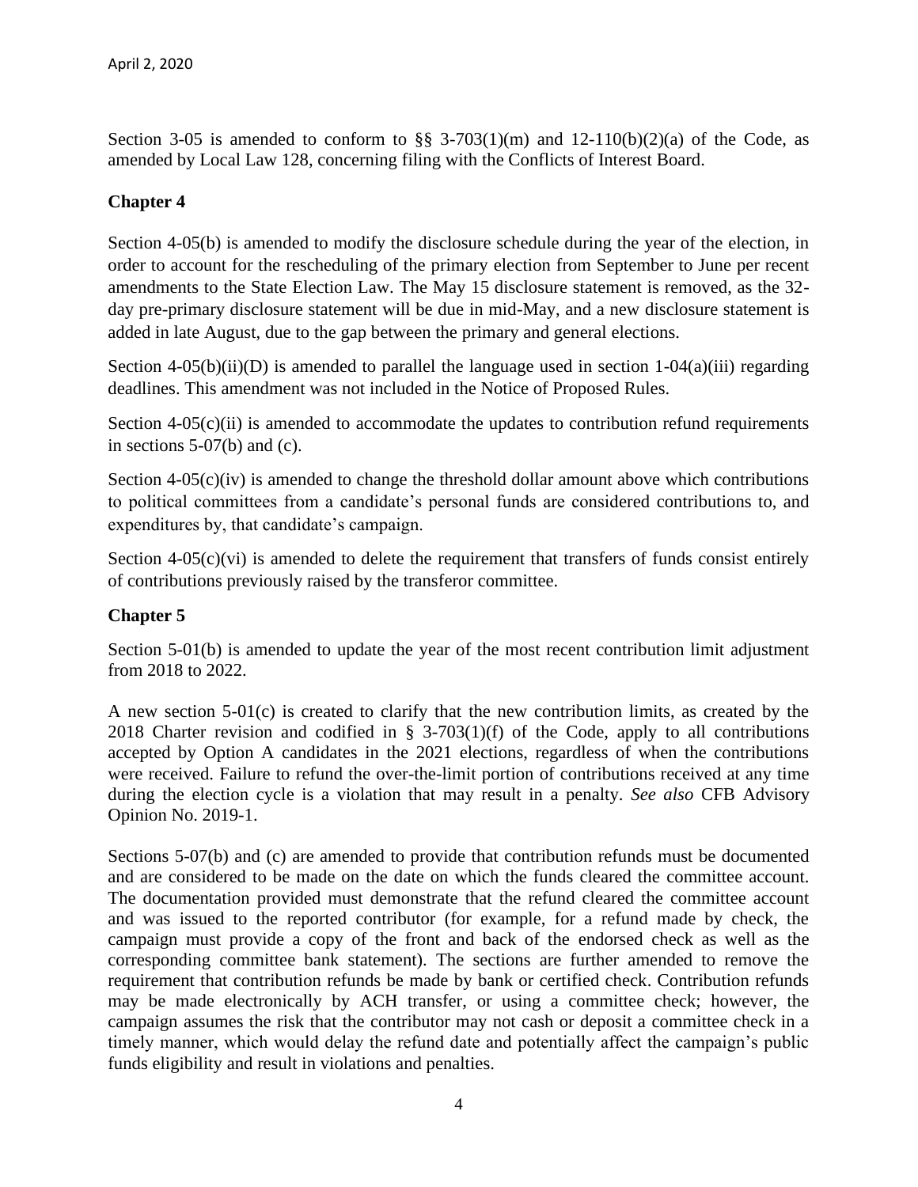Section 3-05 is amended to conform to §§ 3-703(1)(m) and 12-110(b)(2)(a) of the Code, as amended by Local Law 128, concerning filing with the Conflicts of Interest Board.

## Chapter 4

Section 4-05(b) is amended to modify the disclosure schedule during the year of the election, in order to account for the rescheduling of the primary election from September to June per recent amendments to the State Election Law. The May 15 disclosure statement is removed, as the 32-day pre-primary disclosure statement will be due in mid-May, and a new disclosure statement is added in late August, due to the gap between the primary and general elections.

Section 4-05(b)(ii)(D) is amended to parallel the language used in section 1-04(a)(iii) regarding deadlines. This amendment was not included in the Notice of Proposed Rules.

Section 4-05(c)(ii) is amended to accommodate the updates to contribution refund requirements in sections 5-07(b) and (c).

Section 4-05(c)(iv) is amended to change the threshold dollar amount above which contributions to political committees from a candidate's personal funds are considered contributions to, and expenditures by, that candidate's campaign.

Section 4-05(c)(vi) is amended to delete the requirement that transfers of funds consist entirely of contributions previously raised by the transferor committee.

## Chapter 5

Section 5-01(b) is amended to update the year of the most recent contribution limit adjustment from 2018 to 2022.

A new section 5-01(c) is created to clarify that the new contribution limits, as created by the 2018 Charter revision and codified in § 3-703(1)(f) of the Code, apply to all contributions accepted by Option A candidates in the 2021 elections, regardless of when the contributions were received. Failure to refund the over-the-limit portion of contributions received at any time during the election cycle is a violation that may result in a penalty. *See also* CFB Advisory Opinion No. 2019-1.

Sections 5-07(b) and (c) are amended to provide that contribution refunds must be documented and are considered to be made on the date on which the funds cleared the committee account. The documentation provided must demonstrate that the refund cleared the committee account and was issued to the reported contributor (for example, for a refund made by check, the campaign must provide a copy of the front and back of the endorsed check as well as the corresponding committee bank statement). The sections are further amended to remove the requirement that contribution refunds be made by bank or certified check. Contribution refunds may be made electronically by ACH transfer, or using a committee check; however, the campaign assumes the risk that the contributor may not cash or deposit a committee check in a timely manner, which would delay the refund date and potentially affect the campaign's public funds eligibility and result in violations and penalties.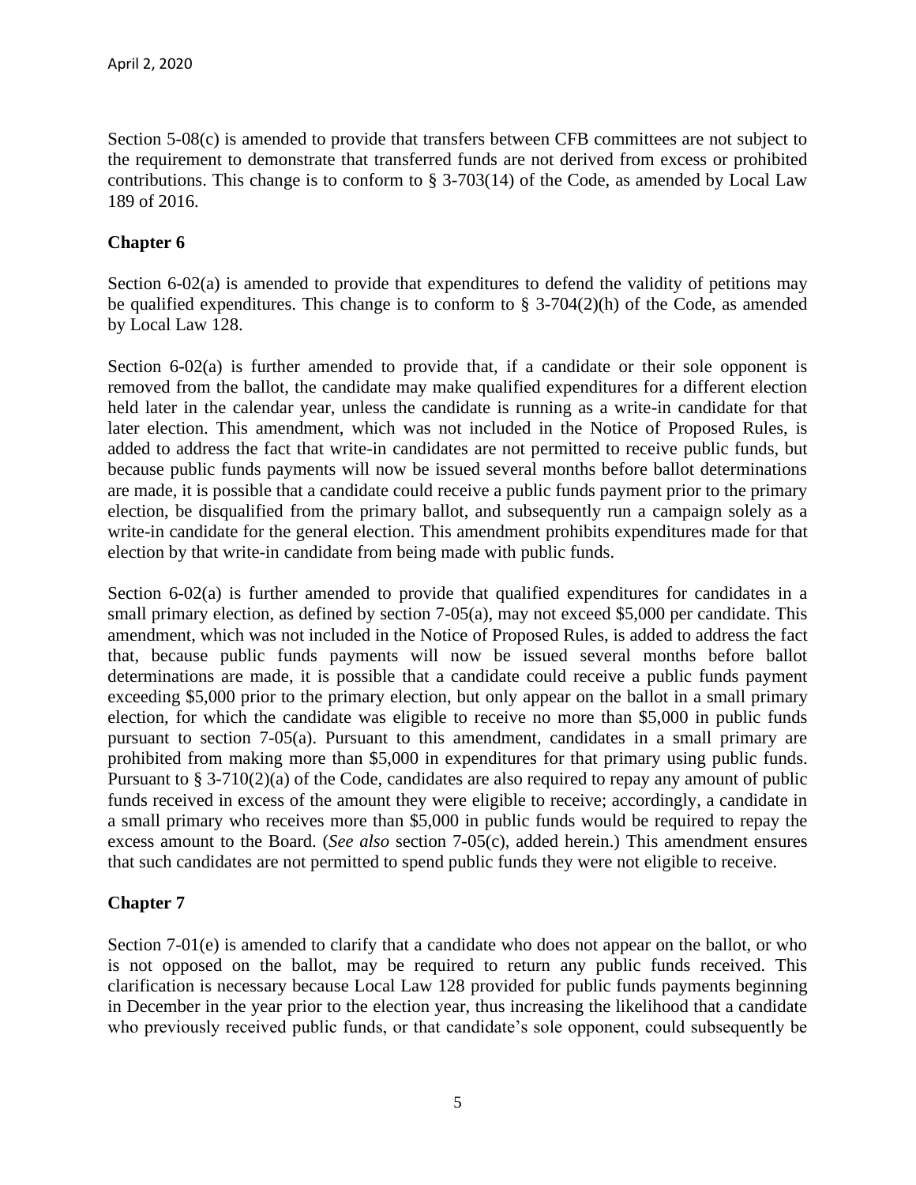Section 5-08(c) is amended to provide that transfers between CFB committees are not subject to the requirement to demonstrate that transferred funds are not derived from excess or prohibited contributions. This change is to conform to § 3-703(14) of the Code, as amended by Local Law 189 of 2016.

## Chapter 6

Section 6-02(a) is amended to provide that expenditures to defend the validity of petitions may be qualified expenditures. This change is to conform to § 3-704(2)(h) of the Code, as amended by Local Law 128.

Section 6-02(a) is further amended to provide that, if a candidate or their sole opponent is removed from the ballot, the candidate may make qualified expenditures for a different election held later in the calendar year, unless the candidate is running as a write-in candidate for that later election. This amendment, which was not included in the Notice of Proposed Rules, is added to address the fact that write-in candidates are not permitted to receive public funds, but because public funds payments will now be issued several months before ballot determinations are made, it is possible that a candidate could receive a public funds payment prior to the primary election, be disqualified from the primary ballot, and subsequently run a campaign solely as a write-in candidate for the general election. This amendment prohibits expenditures made for that election by that write-in candidate from being made with public funds.

Section 6-02(a) is further amended to provide that qualified expenditures for candidates in a small primary election, as defined by section 7-05(a), may not exceed $5,000 per candidate. This amendment, which was not included in the Notice of Proposed Rules, is added to address the fact that, because public funds payments will now be issued several months before ballot determinations are made, it is possible that a candidate could receive a public funds payment exceeding $5,000 prior to the primary election, but only appear on the ballot in a small primary election, for which the candidate was eligible to receive no more than $5,000 in public funds pursuant to section 7-05(a). Pursuant to this amendment, candidates in a small primary are prohibited from making more than $5,000 in expenditures for that primary using public funds. Pursuant to § 3-710(2)(a) of the Code, candidates are also required to repay any amount of public funds received in excess of the amount they were eligible to receive; accordingly, a candidate in a small primary who receives more than $5,000 in public funds would be required to repay the excess amount to the Board. (*See also* section 7-05(c), added herein.) This amendment ensures that such candidates are not permitted to spend public funds they were not eligible to receive.

## Chapter 7

Section 7-01(e) is amended to clarify that a candidate who does not appear on the ballot, or who is not opposed on the ballot, may be required to return any public funds received. This clarification is necessary because Local Law 128 provided for public funds payments beginning in December in the year prior to the election year, thus increasing the likelihood that a candidate who previously received public funds, or that candidate's sole opponent, could subsequently be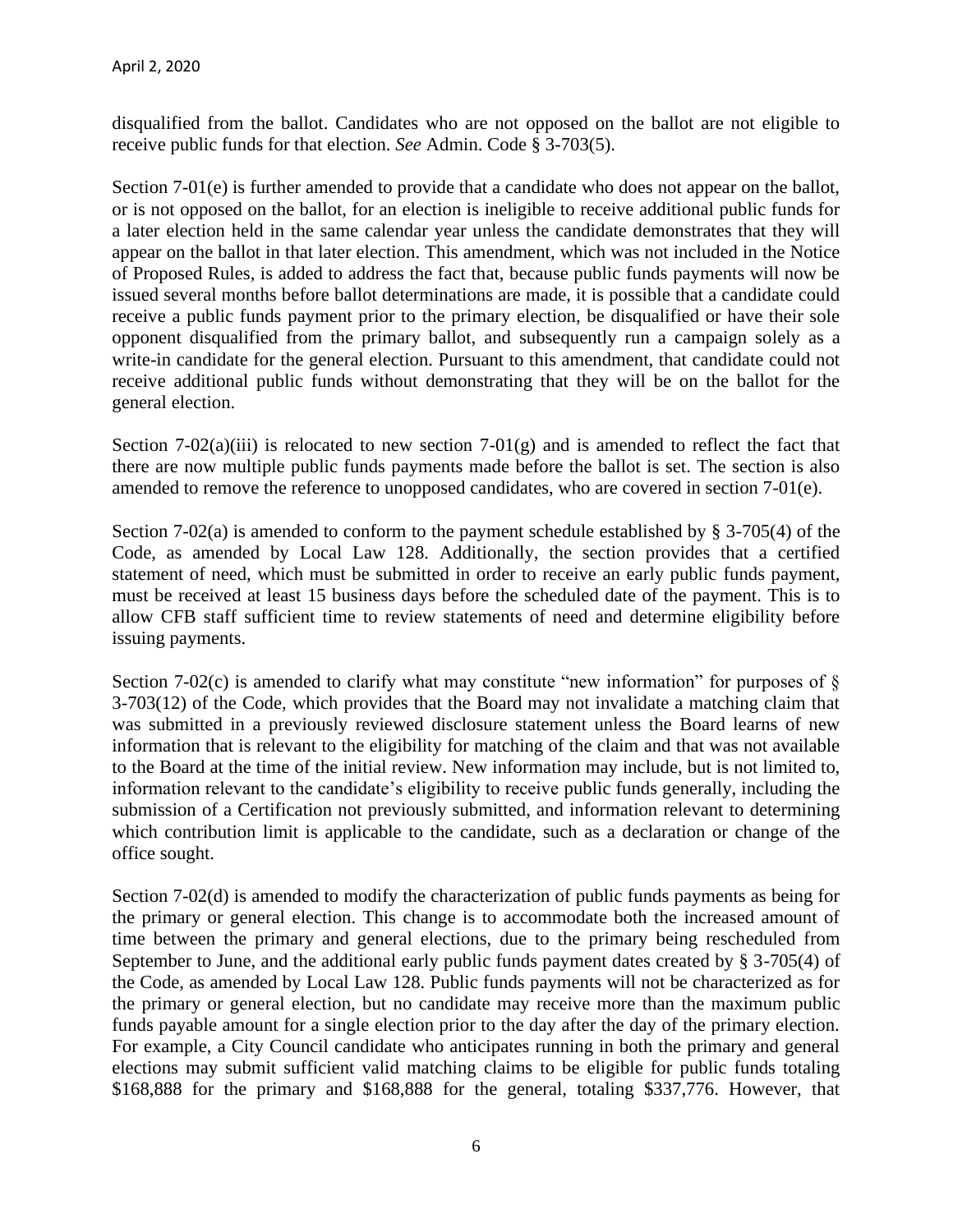disqualified from the ballot. Candidates who are not opposed on the ballot are not eligible to receive public funds for that election. *See* Admin. Code § 3-703(5).

Section 7-01(e) is further amended to provide that a candidate who does not appear on the ballot, or is not opposed on the ballot, for an election is ineligible to receive additional public funds for a later election held in the same calendar year unless the candidate demonstrates that they will appear on the ballot in that later election. This amendment, which was not included in the Notice of Proposed Rules, is added to address the fact that, because public funds payments will now be issued several months before ballot determinations are made, it is possible that a candidate could receive a public funds payment prior to the primary election, be disqualified or have their sole opponent disqualified from the primary ballot, and subsequently run a campaign solely as a write-in candidate for the general election. Pursuant to this amendment, that candidate could not receive additional public funds without demonstrating that they will be on the ballot for the general election.

Section 7-02(a)(iii) is relocated to new section 7-01(g) and is amended to reflect the fact that there are now multiple public funds payments made before the ballot is set. The section is also amended to remove the reference to unopposed candidates, who are covered in section 7-01(e).

Section 7-02(a) is amended to conform to the payment schedule established by § 3-705(4) of the Code, as amended by Local Law 128. Additionally, the section provides that a certified statement of need, which must be submitted in order to receive an early public funds payment, must be received at least 15 business days before the scheduled date of the payment. This is to allow CFB staff sufficient time to review statements of need and determine eligibility before issuing payments.

Section 7-02(c) is amended to clarify what may constitute "new information" for purposes of § 3-703(12) of the Code, which provides that the Board may not invalidate a matching claim that was submitted in a previously reviewed disclosure statement unless the Board learns of new information that is relevant to the eligibility for matching of the claim and that was not available to the Board at the time of the initial review. New information may include, but is not limited to, information relevant to the candidate's eligibility to receive public funds generally, including the submission of a Certification not previously submitted, and information relevant to determining which contribution limit is applicable to the candidate, such as a declaration or change of the office sought.

Section 7-02(d) is amended to modify the characterization of public funds payments as being for the primary or general election. This change is to accommodate both the increased amount of time between the primary and general elections, due to the primary being rescheduled from September to June, and the additional early public funds payment dates created by § 3-705(4) of the Code, as amended by Local Law 128. Public funds payments will not be characterized as for the primary or general election, but no candidate may receive more than the maximum public funds payable amount for a single election prior to the day after the day of the primary election. For example, a City Council candidate who anticipates running in both the primary and general elections may submit sufficient valid matching claims to be eligible for public funds totaling $168,888 for the primary and $168,888 for the general, totaling $337,776. However, that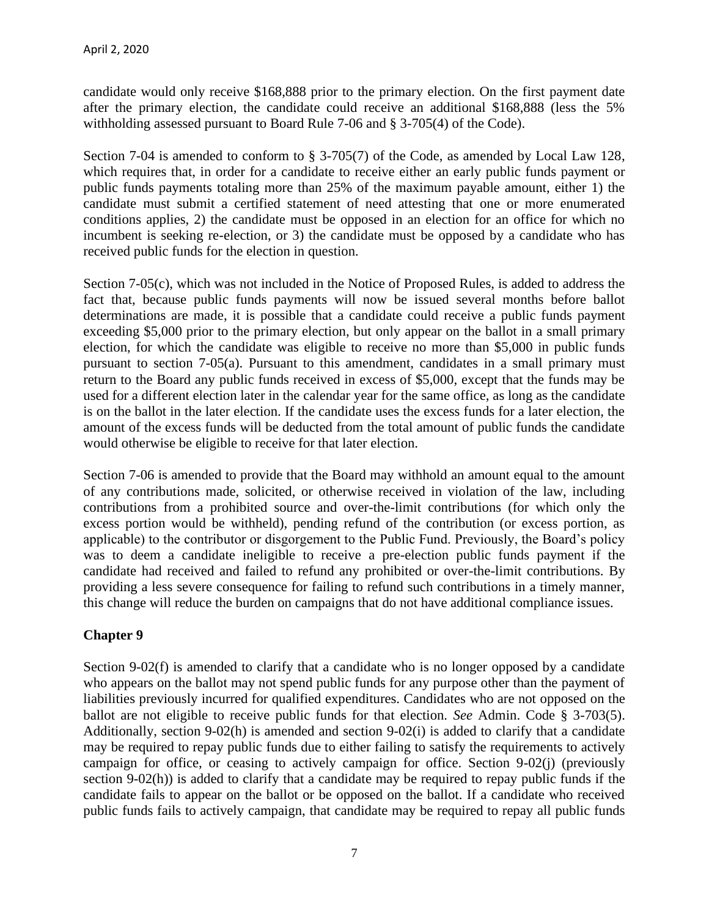candidate would only receive $168,888 prior to the primary election. On the first payment date after the primary election, the candidate could receive an additional $168,888 (less the 5% withholding assessed pursuant to Board Rule 7-06 and § 3-705(4) of the Code).

Section 7-04 is amended to conform to § 3-705(7) of the Code, as amended by Local Law 128, which requires that, in order for a candidate to receive either an early public funds payment or public funds payments totaling more than 25% of the maximum payable amount, either 1) the candidate must submit a certified statement of need attesting that one or more enumerated conditions applies, 2) the candidate must be opposed in an election for an office for which no incumbent is seeking re-election, or 3) the candidate must be opposed by a candidate who has received public funds for the election in question.

Section 7-05(c), which was not included in the Notice of Proposed Rules, is added to address the fact that, because public funds payments will now be issued several months before ballot determinations are made, it is possible that a candidate could receive a public funds payment exceeding $5,000 prior to the primary election, but only appear on the ballot in a small primary election, for which the candidate was eligible to receive no more than $5,000 in public funds pursuant to section 7-05(a). Pursuant to this amendment, candidates in a small primary must return to the Board any public funds received in excess of $5,000, except that the funds may be used for a different election later in the calendar year for the same office, as long as the candidate is on the ballot in the later election. If the candidate uses the excess funds for a later election, the amount of the excess funds will be deducted from the total amount of public funds the candidate would otherwise be eligible to receive for that later election.

Section 7-06 is amended to provide that the Board may withhold an amount equal to the amount of any contributions made, solicited, or otherwise received in violation of the law, including contributions from a prohibited source and over-the-limit contributions (for which only the excess portion would be withheld), pending refund of the contribution (or excess portion, as applicable) to the contributor or disgorgement to the Public Fund. Previously, the Board's policy was to deem a candidate ineligible to receive a pre-election public funds payment if the candidate had received and failed to refund any prohibited or over-the-limit contributions. By providing a less severe consequence for failing to refund such contributions in a timely manner, this change will reduce the burden on campaigns that do not have additional compliance issues.

## Chapter 9

Section 9-02(f) is amended to clarify that a candidate who is no longer opposed by a candidate who appears on the ballot may not spend public funds for any purpose other than the payment of liabilities previously incurred for qualified expenditures. Candidates who are not opposed on the ballot are not eligible to receive public funds for that election. *See* Admin. Code § 3-703(5). Additionally, section 9-02(h) is amended and section 9-02(i) is added to clarify that a candidate may be required to repay public funds due to either failing to satisfy the requirements to actively campaign for office, or ceasing to actively campaign for office. Section 9-02(j) (previously section 9-02(h)) is added to clarify that a candidate may be required to repay public funds if the candidate fails to appear on the ballot or be opposed on the ballot. If a candidate who received public funds fails to actively campaign, that candidate may be required to repay all public funds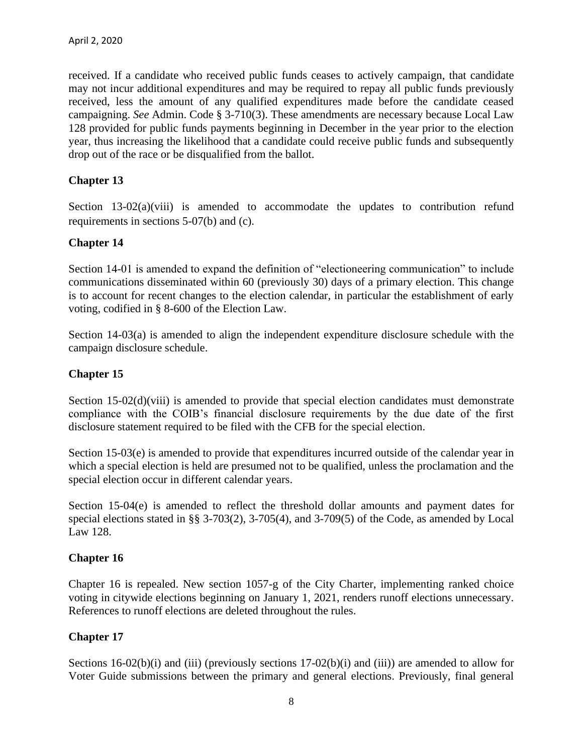received. If a candidate who received public funds ceases to actively campaign, that candidate may not incur additional expenditures and may be required to repay all public funds previously received, less the amount of any qualified expenditures made before the candidate ceased campaigning. *See* Admin. Code § 3-710(3). These amendments are necessary because Local Law 128 provided for public funds payments beginning in December in the year prior to the election year, thus increasing the likelihood that a candidate could receive public funds and subsequently drop out of the race or be disqualified from the ballot.

## Chapter 13

Section 13-02(a)(viii) is amended to accommodate the updates to contribution refund requirements in sections 5-07(b) and (c).

## Chapter 14

Section 14-01 is amended to expand the definition of "electioneering communication" to include communications disseminated within 60 (previously 30) days of a primary election. This change is to account for recent changes to the election calendar, in particular the establishment of early voting, codified in § 8-600 of the Election Law.

Section 14-03(a) is amended to align the independent expenditure disclosure schedule with the campaign disclosure schedule.

## Chapter 15

Section 15-02(d)(viii) is amended to provide that special election candidates must demonstrate compliance with the COIB's financial disclosure requirements by the due date of the first disclosure statement required to be filed with the CFB for the special election.

Section 15-03(e) is amended to provide that expenditures incurred outside of the calendar year in which a special election is held are presumed not to be qualified, unless the proclamation and the special election occur in different calendar years.

Section 15-04(e) is amended to reflect the threshold dollar amounts and payment dates for special elections stated in §§ 3-703(2), 3-705(4), and 3-709(5) of the Code, as amended by Local Law 128.

## Chapter 16

Chapter 16 is repealed. New section 1057-g of the City Charter, implementing ranked choice voting in citywide elections beginning on January 1, 2021, renders runoff elections unnecessary. References to runoff elections are deleted throughout the rules.

## Chapter 17

Sections 16-02(b)(i) and (iii) (previously sections 17-02(b)(i) and (iii)) are amended to allow for Voter Guide submissions between the primary and general elections. Previously, final general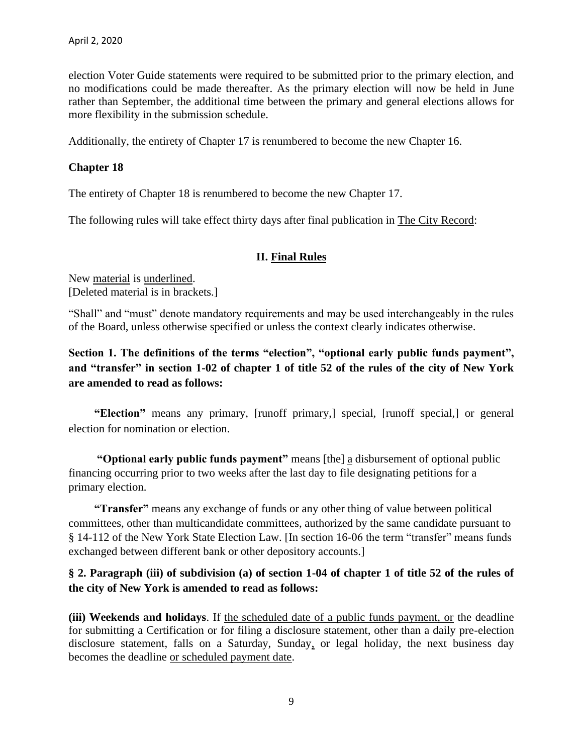election Voter Guide statements were required to be submitted prior to the primary election, and no modifications could be made thereafter. As the primary election will now be held in June rather than September, the additional time between the primary and general elections allows for more flexibility in the submission schedule.

Additionally, the entirety of Chapter 17 is renumbered to become the new Chapter 16.

**Chapter 18**

The entirety of Chapter 18 is renumbered to become the new Chapter 17.

The following rules will take effect thirty days after final publication in <u>The City Record</u>:

## II. <u>Final Rules</u>

New <u>material</u> is <u>underlined</u>.
[Deleted material is in brackets.]

"Shall" and "must" denote mandatory requirements and may be used interchangeably in the rules of the Board, unless otherwise specified or unless the context clearly indicates otherwise.

**Section 1. The definitions of the terms "election", "optional early public funds payment", and "transfer" in section 1-02 of chapter 1 of title 52 of the rules of the city of New York are amended to read as follows:**

**"Election"** means any primary, [runoff primary,] special, [runoff special,] or general election for nomination or election.

**"Optional early public funds payment"** means [the] <u>a</u> disbursement of optional public financing occurring prior to two weeks after the last day to file designating petitions for a primary election.

**"Transfer"** means any exchange of funds or any other thing of value between political committees, other than multicandidate committees, authorized by the same candidate pursuant to § 14-112 of the New York State Election Law. [In section 16-06 the term "transfer" means funds exchanged between different bank or other depository accounts.]

**§ 2. Paragraph (iii) of subdivision (a) of section 1-04 of chapter 1 of title 52 of the rules of the city of New York is amended to read as follows:**

**(iii) Weekends and holidays**. If <u>the scheduled date of a public funds payment, or</u> the deadline for submitting a Certification or for filing a disclosure statement, other than a daily pre-election disclosure statement, falls on a Saturday, Sunday<u>,</u> or legal holiday, the next business day becomes the deadline <u>or scheduled payment date</u>.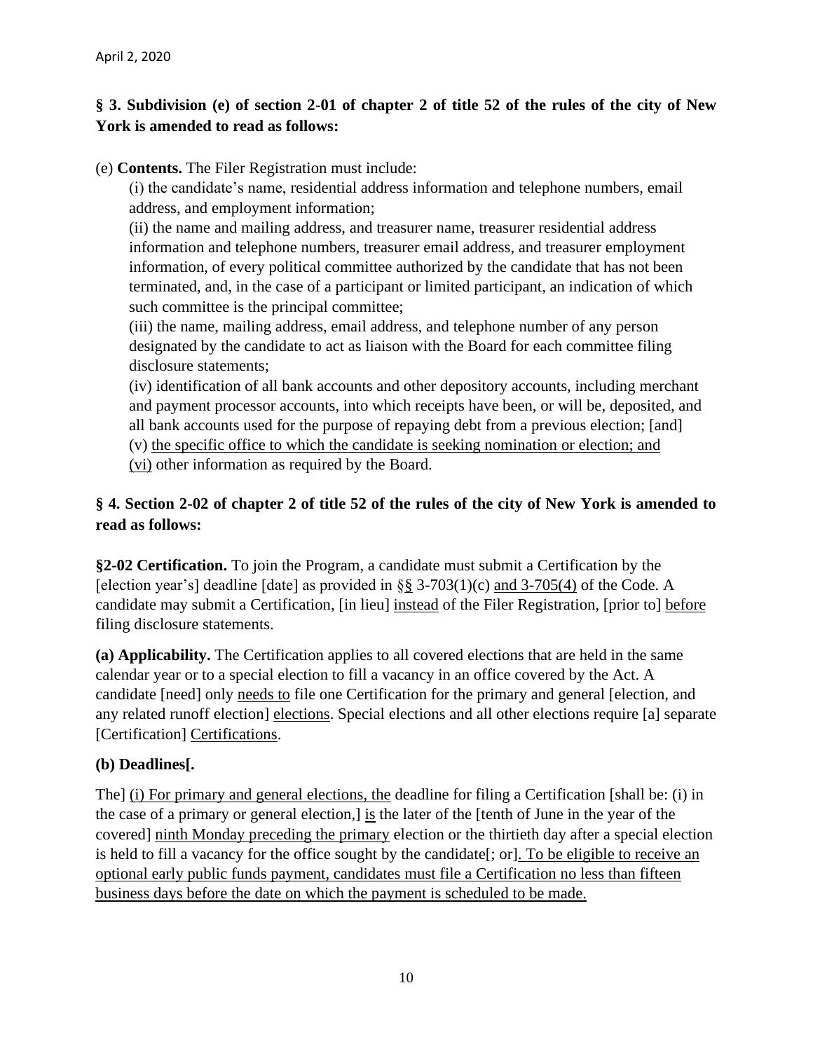April 2, 2020

**§ 3. Subdivision (e) of section 2-01 of chapter 2 of title 52 of the rules of the city of New York is amended to read as follows:**

(e) **Contents.** The Filer Registration must include:

(i) the candidate's name, residential address information and telephone numbers, email address, and employment information;

(ii) the name and mailing address, and treasurer name, treasurer residential address information and telephone numbers, treasurer email address, and treasurer employment information, of every political committee authorized by the candidate that has not been terminated, and, in the case of a participant or limited participant, an indication of which such committee is the principal committee;

(iii) the name, mailing address, email address, and telephone number of any person designated by the candidate to act as liaison with the Board for each committee filing disclosure statements;

(iv) identification of all bank accounts and other depository accounts, including merchant and payment processor accounts, into which receipts have been, or will be, deposited, and all bank accounts used for the purpose of repaying debt from a previous election; [and]

(v) <u>the specific office to which the candidate is seeking nomination or election; and</u>

<u>(vi)</u> other information as required by the Board.

**§ 4. Section 2-02 of chapter 2 of title 52 of the rules of the city of New York is amended to read as follows:**

**§2-02 Certification.** To join the Program, a candidate must submit a Certification by the [election year's] deadline [date] as provided in §<u>§</u> 3-703(1)(c) <u>and 3-705(4)</u> of the Code. A candidate may submit a Certification, [in lieu] <u>instead</u> of the Filer Registration, [prior to] <u>before</u> filing disclosure statements.

**(a) Applicability.** The Certification applies to all covered elections that are held in the same calendar year or to a special election to fill a vacancy in an office covered by the Act. A candidate [need] only <u>needs to</u> file one Certification for the primary and general [election, and any related runoff election] <u>elections</u>. Special elections and all other elections require [a] separate [Certification] <u>Certifications</u>.

**(b) Deadlines[.**

The] <u>(i) For primary and general elections, the</u> deadline for filing a Certification [shall be: (i) in the case of a primary or general election,] <u>is</u> the later of the [tenth of June in the year of the covered] <u>ninth Monday preceding the primary</u> election or the thirtieth day after a special election is held to fill a vacancy for the office sought by the candidate[; or]<u>. To be eligible to receive an optional early public funds payment, candidates must file a Certification no less than fifteen business days before the date on which the payment is scheduled to be made.</u>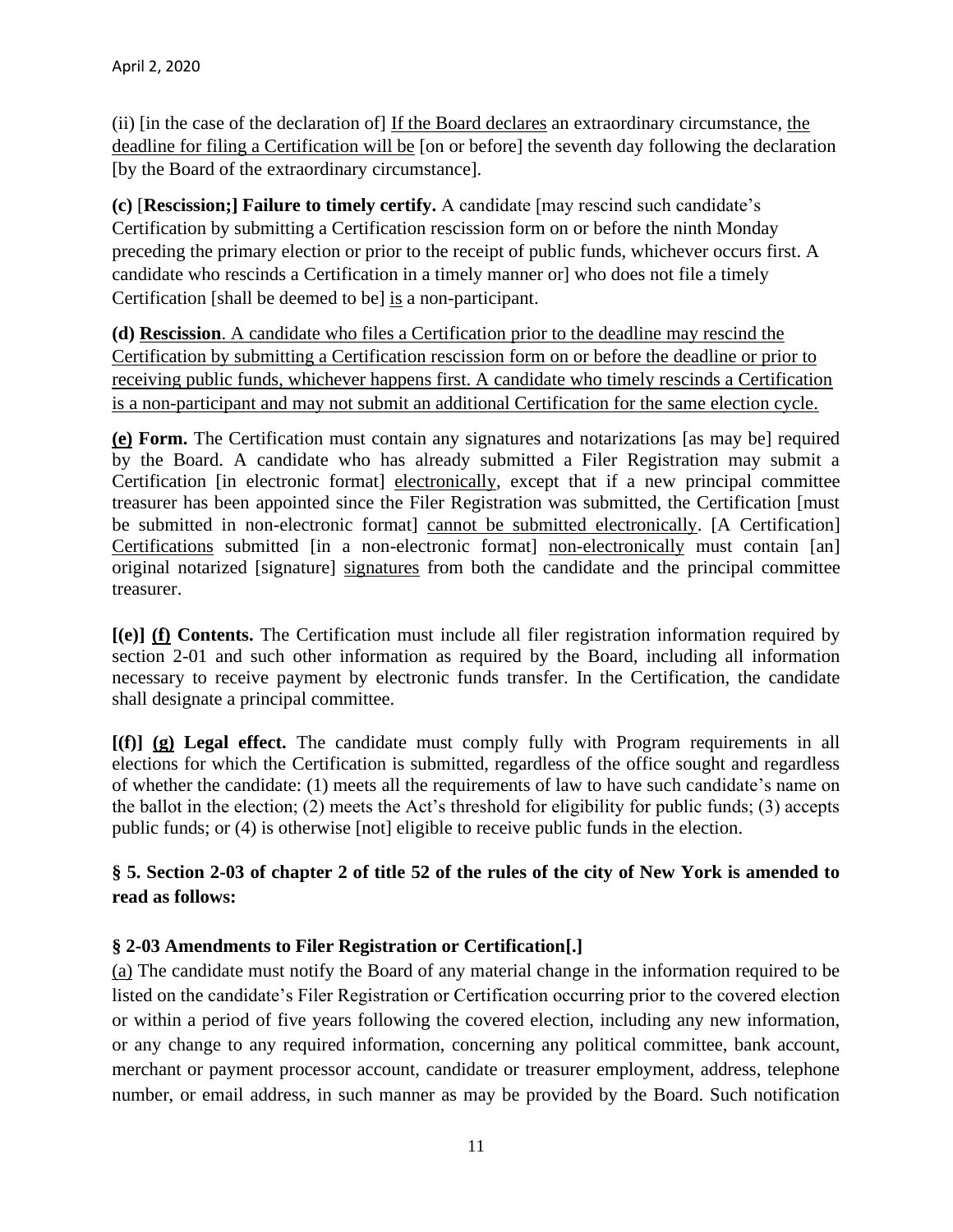(ii) [in the case of the declaration of] If the Board declares an extraordinary circumstance, the deadline for filing a Certification will be [on or before] the seventh day following the declaration [by the Board of the extraordinary circumstance].

**(c)** [**Rescission;] Failure to timely certify.** A candidate [may rescind such candidate's Certification by submitting a Certification rescission form on or before the ninth Monday preceding the primary election or prior to the receipt of public funds, whichever occurs first. A candidate who rescinds a Certification in a timely manner or] who does not file a timely Certification [shall be deemed to be] is a non-participant.

**(d) Rescission**. A candidate who files a Certification prior to the deadline may rescind the Certification by submitting a Certification rescission form on or before the deadline or prior to receiving public funds, whichever happens first. A candidate who timely rescinds a Certification is a non-participant and may not submit an additional Certification for the same election cycle.

**(e) Form.** The Certification must contain any signatures and notarizations [as may be] required by the Board. A candidate who has already submitted a Filer Registration may submit a Certification [in electronic format] electronically, except that if a new principal committee treasurer has been appointed since the Filer Registration was submitted, the Certification [must be submitted in non-electronic format] cannot be submitted electronically. [A Certification] Certifications submitted [in a non-electronic format] non-electronically must contain [an] original notarized [signature] signatures from both the candidate and the principal committee treasurer.

**[(e)] (f) Contents.** The Certification must include all filer registration information required by section 2-01 and such other information as required by the Board, including all information necessary to receive payment by electronic funds transfer. In the Certification, the candidate shall designate a principal committee.

**[(f)] (g) Legal effect.** The candidate must comply fully with Program requirements in all elections for which the Certification is submitted, regardless of the office sought and regardless of whether the candidate: (1) meets all the requirements of law to have such candidate's name on the ballot in the election; (2) meets the Act's threshold for eligibility for public funds; (3) accepts public funds; or (4) is otherwise [not] eligible to receive public funds in the election.

**§ 5. Section 2-03 of chapter 2 of title 52 of the rules of the city of New York is amended to read as follows:**

**§ 2-03 Amendments to Filer Registration or Certification[.]**

(a) The candidate must notify the Board of any material change in the information required to be listed on the candidate's Filer Registration or Certification occurring prior to the covered election or within a period of five years following the covered election, including any new information, or any change to any required information, concerning any political committee, bank account, merchant or payment processor account, candidate or treasurer employment, address, telephone number, or email address, in such manner as may be provided by the Board. Such notification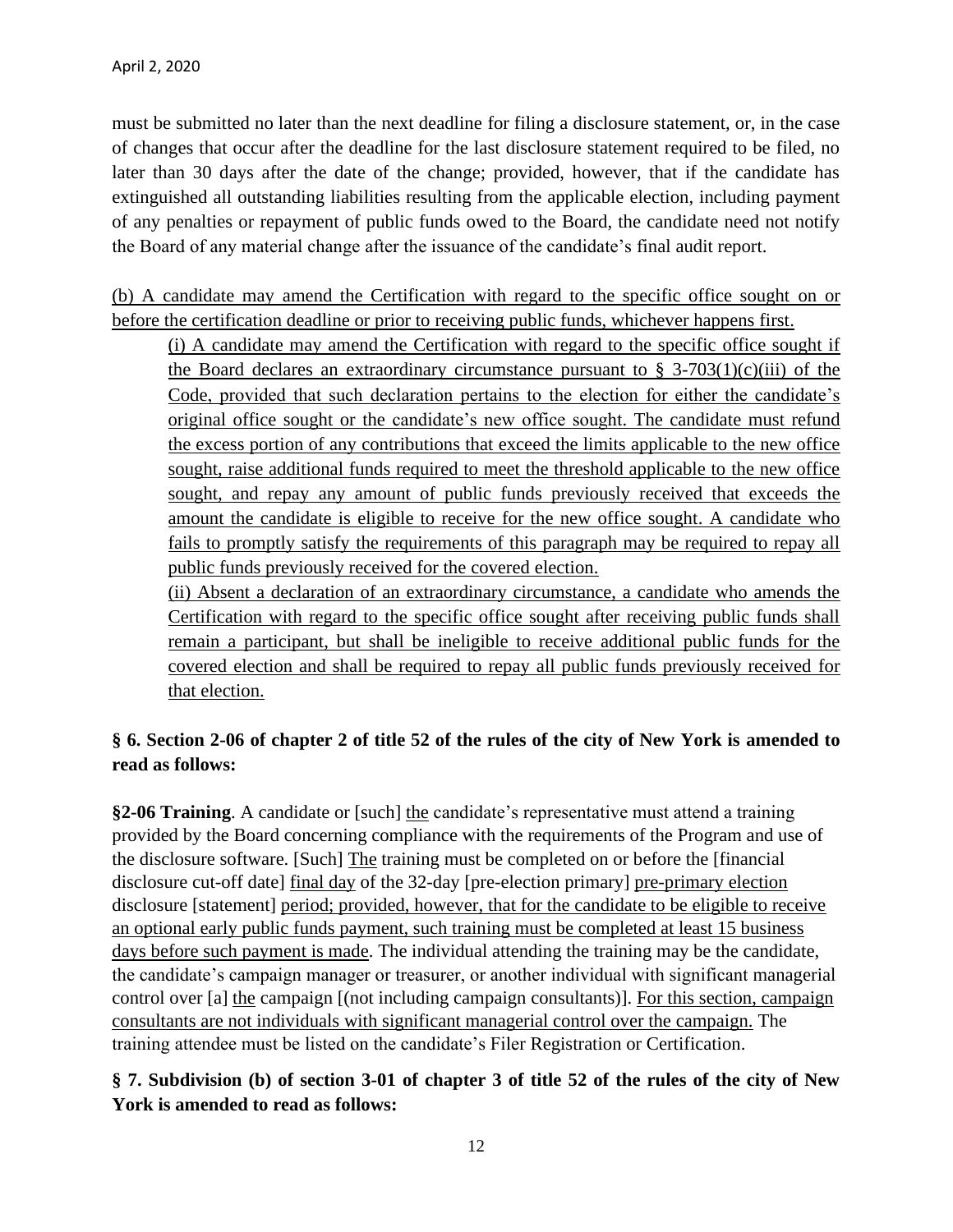must be submitted no later than the next deadline for filing a disclosure statement, or, in the case of changes that occur after the deadline for the last disclosure statement required to be filed, no later than 30 days after the date of the change; provided, however, that if the candidate has extinguished all outstanding liabilities resulting from the applicable election, including payment of any penalties or repayment of public funds owed to the Board, the candidate need not notify the Board of any material change after the issuance of the candidate's final audit report.

<u>(b) A candidate may amend the Certification with regard to the specific office sought on or before the certification deadline or prior to receiving public funds, whichever happens first.</u>

<u>(i) A candidate may amend the Certification with regard to the specific office sought if the Board declares an extraordinary circumstance pursuant to § 3-703(1)(c)(iii) of the Code, provided that such declaration pertains to the election for either the candidate's original office sought or the candidate's new office sought. The candidate must refund the excess portion of any contributions that exceed the limits applicable to the new office sought, raise additional funds required to meet the threshold applicable to the new office sought, and repay any amount of public funds previously received that exceeds the amount the candidate is eligible to receive for the new office sought. A candidate who fails to promptly satisfy the requirements of this paragraph may be required to repay all public funds previously received for the covered election.</u>

<u>(ii) Absent a declaration of an extraordinary circumstance, a candidate who amends the Certification with regard to the specific office sought after receiving public funds shall remain a participant, but shall be ineligible to receive additional public funds for the covered election and shall be required to repay all public funds previously received for that election.</u>

**§ 6. Section 2-06 of chapter 2 of title 52 of the rules of the city of New York is amended to read as follows:**

**§2-06 Training**. A candidate or [such] <u>the</u> candidate's representative must attend a training provided by the Board concerning compliance with the requirements of the Program and use of the disclosure software. [Such] <u>The</u> training must be completed on or before the [financial disclosure cut-off date] <u>final day</u> of the 32-day [pre-election primary] <u>pre-primary election</u> disclosure [statement] <u>period; provided, however, that for the candidate to be eligible to receive an optional early public funds payment, such training must be completed at least 15 business days before such payment is made</u>. The individual attending the training may be the candidate, the candidate's campaign manager or treasurer, or another individual with significant managerial control over [a] <u>the</u> campaign [(not including campaign consultants)]. <u>For this section, campaign consultants are not individuals with significant managerial control over the campaign.</u> The training attendee must be listed on the candidate's Filer Registration or Certification.

**§ 7. Subdivision (b) of section 3-01 of chapter 3 of title 52 of the rules of the city of New York is amended to read as follows:**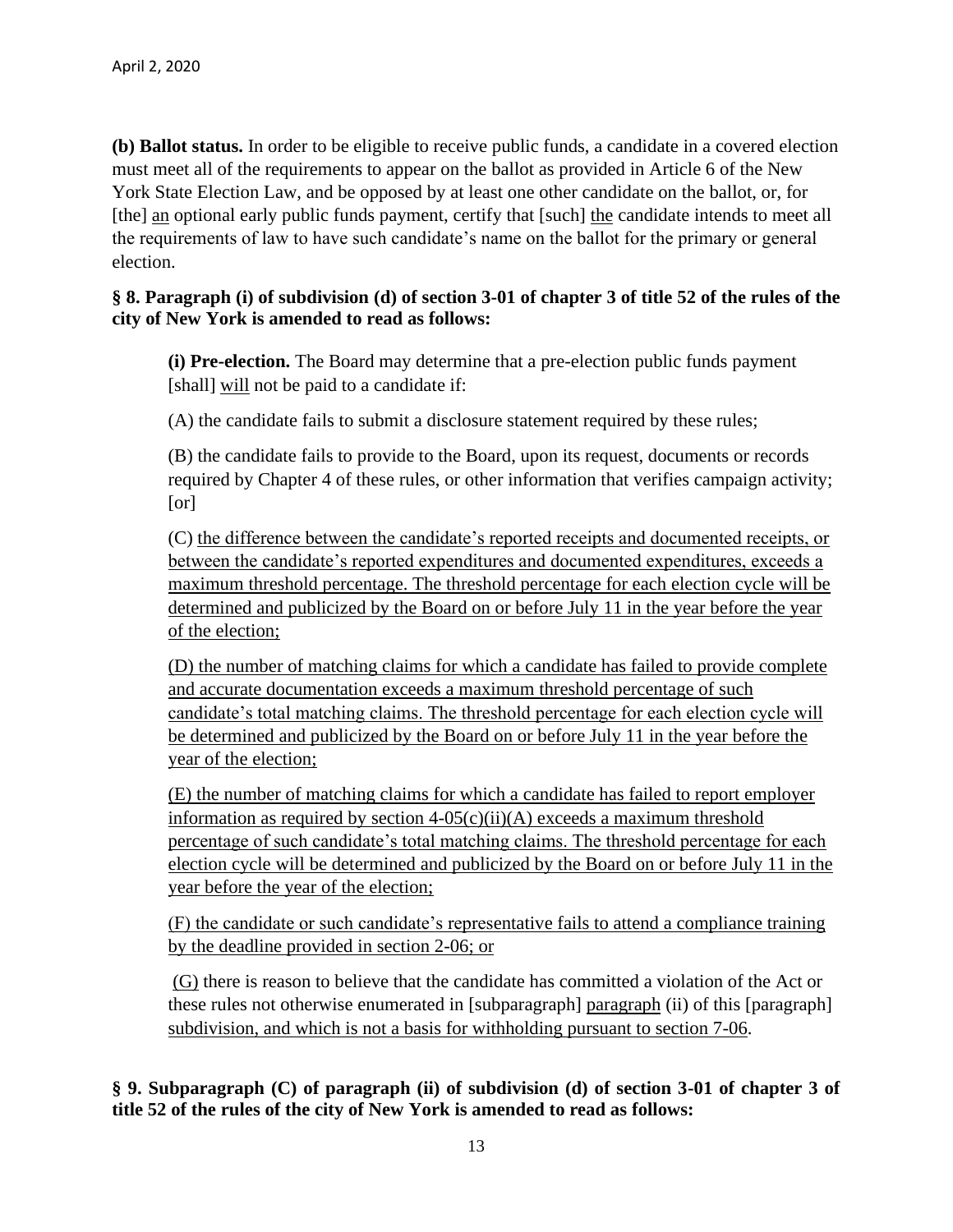**(b) Ballot status.** In order to be eligible to receive public funds, a candidate in a covered election must meet all of the requirements to appear on the ballot as provided in Article 6 of the New York State Election Law, and be opposed by at least one other candidate on the ballot, or, for [the] <u>an</u> optional early public funds payment, certify that [such] <u>the</u> candidate intends to meet all the requirements of law to have such candidate's name on the ballot for the primary or general election.

**§ 8. Paragraph (i) of subdivision (d) of section 3-01 of chapter 3 of title 52 of the rules of the city of New York is amended to read as follows:**

> **(i) Pre-election.** The Board may determine that a pre-election public funds payment [shall] <u>will</u> not be paid to a candidate if:
>
> (A) the candidate fails to submit a disclosure statement required by these rules;
>
> (B) the candidate fails to provide to the Board, upon its request, documents or records required by Chapter 4 of these rules, or other information that verifies campaign activity; [or]
>
> (C) <u>the difference between the candidate's reported receipts and documented receipts, or between the candidate's reported expenditures and documented expenditures, exceeds a maximum threshold percentage. The threshold percentage for each election cycle will be determined and publicized by the Board on or before July 11 in the year before the year of the election;</u>
>
> <u>(D) the number of matching claims for which a candidate has failed to provide complete and accurate documentation exceeds a maximum threshold percentage of such candidate's total matching claims. The threshold percentage for each election cycle will be determined and publicized by the Board on or before July 11 in the year before the year of the election;</u>
>
> <u>(E) the number of matching claims for which a candidate has failed to report employer information as required by section 4-05(c)(ii)(A) exceeds a maximum threshold percentage of such candidate's total matching claims. The threshold percentage for each election cycle will be determined and publicized by the Board on or before July 11 in the year before the year of the election;</u>
>
> <u>(F) the candidate or such candidate's representative fails to attend a compliance training by the deadline provided in section 2-06; or</u>
>
> <u>(G)</u> there is reason to believe that the candidate has committed a violation of the Act or these rules not otherwise enumerated in [subparagraph] <u>paragraph</u> (ii) of this [paragraph] <u>subdivision, and which is not a basis for withholding pursuant to section 7-06</u>.

**§ 9. Subparagraph (C) of paragraph (ii) of subdivision (d) of section 3-01 of chapter 3 of title 52 of the rules of the city of New York is amended to read as follows:**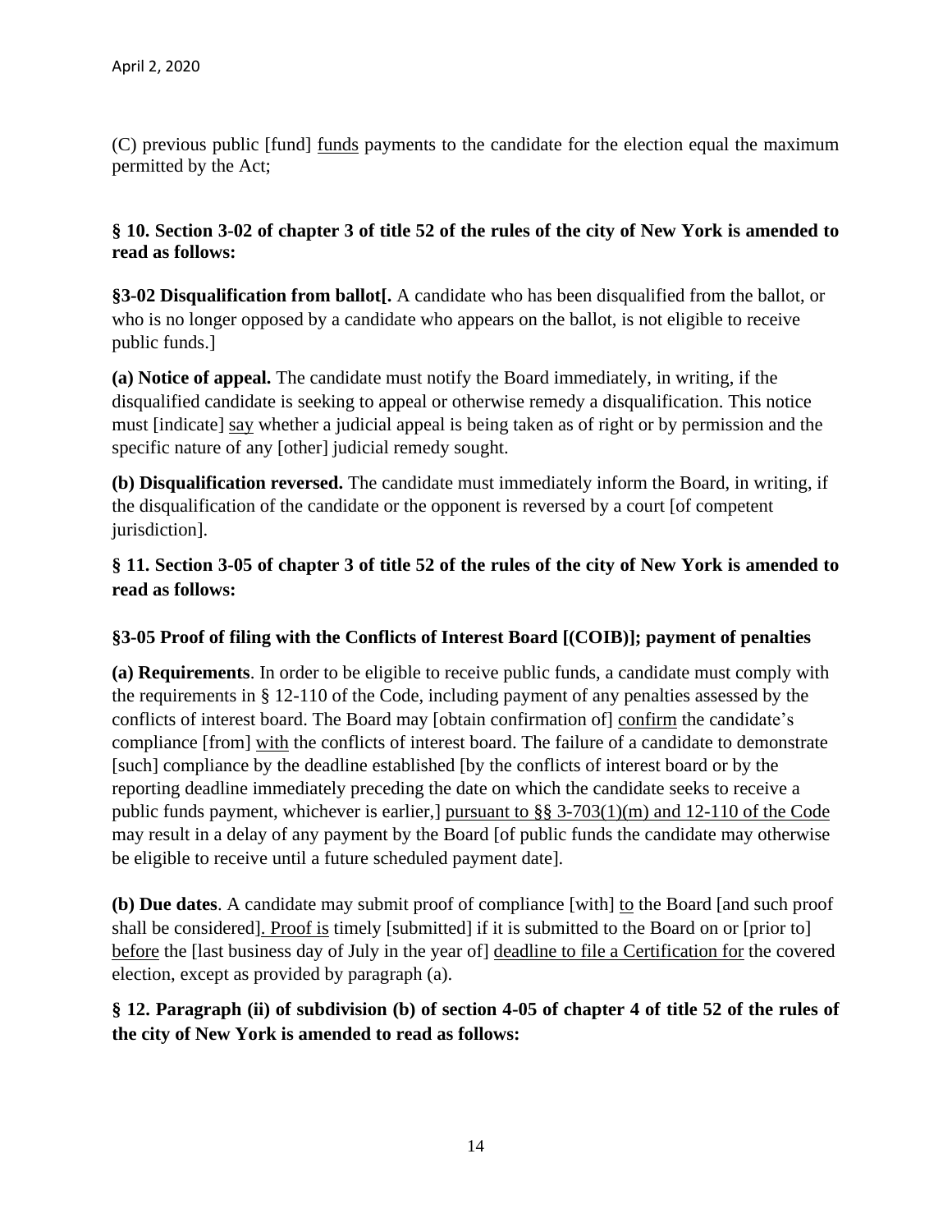(C) previous public [fund] <u>funds</u> payments to the candidate for the election equal the maximum permitted by the Act;

**§ 10. Section 3-02 of chapter 3 of title 52 of the rules of the city of New York is amended to read as follows:**

**§3-02 Disqualification from ballot[.** A candidate who has been disqualified from the ballot, or who is no longer opposed by a candidate who appears on the ballot, is not eligible to receive public funds.]

**(a) Notice of appeal.** The candidate must notify the Board immediately, in writing, if the disqualified candidate is seeking to appeal or otherwise remedy a disqualification. This notice must [indicate] <u>say</u> whether a judicial appeal is being taken as of right or by permission and the specific nature of any [other] judicial remedy sought.

**(b) Disqualification reversed.** The candidate must immediately inform the Board, in writing, if the disqualification of the candidate or the opponent is reversed by a court [of competent jurisdiction].

**§ 11. Section 3-05 of chapter 3 of title 52 of the rules of the city of New York is amended to read as follows:**

**§3-05 Proof of filing with the Conflicts of Interest Board [(COIB)]; payment of penalties**

**(a) Requirements**. In order to be eligible to receive public funds, a candidate must comply with the requirements in § 12-110 of the Code, including payment of any penalties assessed by the conflicts of interest board. The Board may [obtain confirmation of] <u>confirm</u> the candidate's compliance [from] <u>with</u> the conflicts of interest board. The failure of a candidate to demonstrate [such] compliance by the deadline established [by the conflicts of interest board or by the reporting deadline immediately preceding the date on which the candidate seeks to receive a public funds payment, whichever is earlier,] <u>pursuant to §§ 3-703(1)(m) and 12-110 of the Code</u> may result in a delay of any payment by the Board [of public funds the candidate may otherwise be eligible to receive until a future scheduled payment date].

**(b) Due dates**. A candidate may submit proof of compliance [with] <u>to</u> the Board [and such proof shall be considered]<u>. Proof is</u> timely [submitted] if it is submitted to the Board on or [prior to] <u>before</u> the [last business day of July in the year of] <u>deadline to file a Certification for</u> the covered election, except as provided by paragraph (a).

**§ 12. Paragraph (ii) of subdivision (b) of section 4-05 of chapter 4 of title 52 of the rules of the city of New York is amended to read as follows:**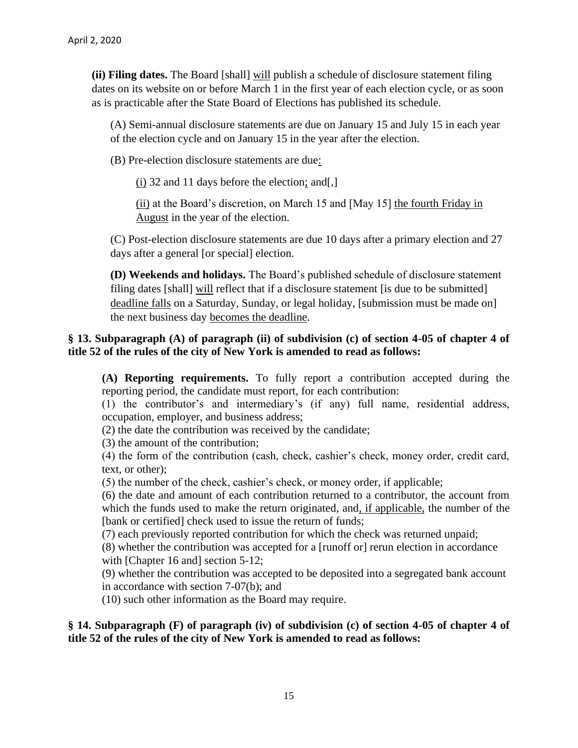**(ii) Filing dates.** The Board [shall] will publish a schedule of disclosure statement filing dates on its website on or before March 1 in the first year of each election cycle, or as soon as is practicable after the State Board of Elections has published its schedule.

(A) Semi-annual disclosure statements are due on January 15 and July 15 in each year of the election cycle and on January 15 in the year after the election.

(B) Pre-election disclosure statements are due:

(i) 32 and 11 days before the election; and[,]

(ii) at the Board's discretion, on March 15 and [May 15] the fourth Friday in August in the year of the election.

(C) Post-election disclosure statements are due 10 days after a primary election and 27 days after a general [or special] election.

**(D) Weekends and holidays.** The Board's published schedule of disclosure statement filing dates [shall] will reflect that if a disclosure statement [is due to be submitted] deadline falls on a Saturday, Sunday, or legal holiday, [submission must be made on] the next business day becomes the deadline.

**§ 13. Subparagraph (A) of paragraph (ii) of subdivision (c) of section 4-05 of chapter 4 of title 52 of the rules of the city of New York is amended to read as follows:**

**(A) Reporting requirements.** To fully report a contribution accepted during the reporting period, the candidate must report, for each contribution:
(1) the contributor's and intermediary's (if any) full name, residential address, occupation, employer, and business address;
(2) the date the contribution was received by the candidate;
(3) the amount of the contribution;
(4) the form of the contribution (cash, check, cashier's check, money order, credit card, text, or other);
(5) the number of the check, cashier's check, or money order, if applicable;
(6) the date and amount of each contribution returned to a contributor, the account from which the funds used to make the return originated, and, if applicable, the number of the [bank or certified] check used to issue the return of funds;
(7) each previously reported contribution for which the check was returned unpaid;
(8) whether the contribution was accepted for a [runoff or] rerun election in accordance with [Chapter 16 and] section 5-12;
(9) whether the contribution was accepted to be deposited into a segregated bank account in accordance with section 7-07(b); and
(10) such other information as the Board may require.

**§ 14. Subparagraph (F) of paragraph (iv) of subdivision (c) of section 4-05 of chapter 4 of title 52 of the rules of the city of New York is amended to read as follows:**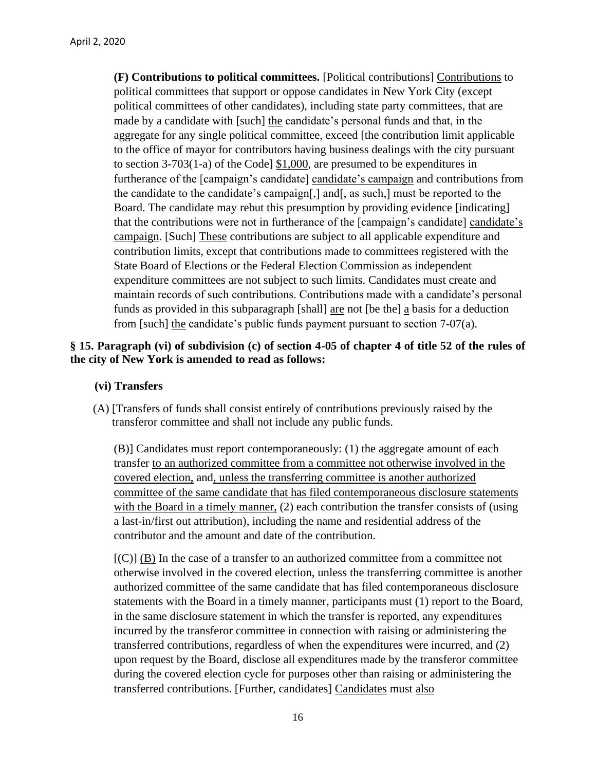**(F) Contributions to political committees.** [Political contributions] Contributions to political committees that support or oppose candidates in New York City (except political committees of other candidates), including state party committees, that are made by a candidate with [such] the candidate's personal funds and that, in the aggregate for any single political committee, exceed [the contribution limit applicable to the office of mayor for contributors having business dealings with the city pursuant to section 3-703(1-a) of the Code] $1,000, are presumed to be expenditures in furtherance of the [campaign's candidate] candidate's campaign and contributions from the candidate to the candidate's campaign[,] and[, as such,] must be reported to the Board. The candidate may rebut this presumption by providing evidence [indicating] that the contributions were not in furtherance of the [campaign's candidate] candidate's campaign. [Such] These contributions are subject to all applicable expenditure and contribution limits, except that contributions made to committees registered with the State Board of Elections or the Federal Election Commission as independent expenditure committees are not subject to such limits. Candidates must create and maintain records of such contributions. Contributions made with a candidate's personal funds as provided in this subparagraph [shall] are not [be the] a basis for a deduction from [such] the candidate's public funds payment pursuant to section 7-07(a).

**§ 15. Paragraph (vi) of subdivision (c) of section 4-05 of chapter 4 of title 52 of the rules of the city of New York is amended to read as follows:**

**(vi) Transfers**

(A) [Transfers of funds shall consist entirely of contributions previously raised by the transferor committee and shall not include any public funds.

(B)] Candidates must report contemporaneously: (1) the aggregate amount of each transfer to an authorized committee from a committee not otherwise involved in the covered election, and, unless the transferring committee is another authorized committee of the same candidate that has filed contemporaneous disclosure statements with the Board in a timely manner, (2) each contribution the transfer consists of (using a last-in/first out attribution), including the name and residential address of the contributor and the amount and date of the contribution.

[(C)] (B) In the case of a transfer to an authorized committee from a committee not otherwise involved in the covered election, unless the transferring committee is another authorized committee of the same candidate that has filed contemporaneous disclosure statements with the Board in a timely manner, participants must (1) report to the Board, in the same disclosure statement in which the transfer is reported, any expenditures incurred by the transferor committee in connection with raising or administering the transferred contributions, regardless of when the expenditures were incurred, and (2) upon request by the Board, disclose all expenditures made by the transferor committee during the covered election cycle for purposes other than raising or administering the transferred contributions. [Further, candidates] Candidates must also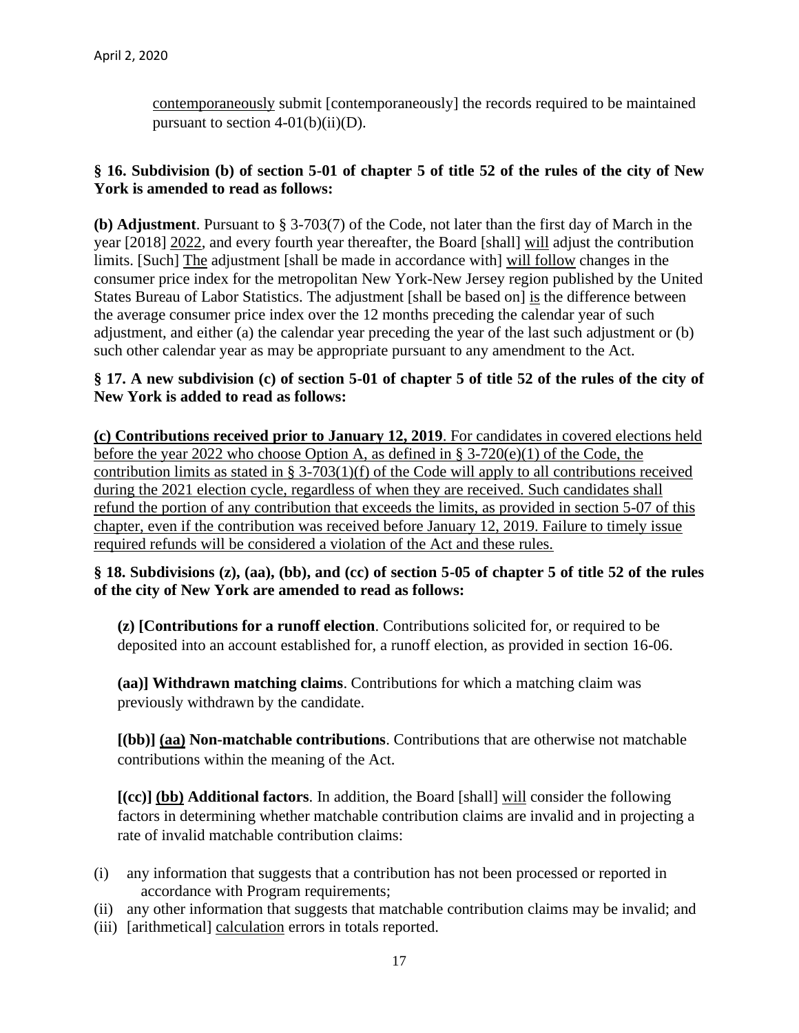contemporaneously submit [contemporaneously] the records required to be maintained pursuant to section 4-01(b)(ii)(D).

**§ 16. Subdivision (b) of section 5-01 of chapter 5 of title 52 of the rules of the city of New York is amended to read as follows:**

**(b) Adjustment**. Pursuant to § 3-703(7) of the Code, not later than the first day of March in the year [2018] 2022, and every fourth year thereafter, the Board [shall] will adjust the contribution limits. [Such] The adjustment [shall be made in accordance with] will follow changes in the consumer price index for the metropolitan New York-New Jersey region published by the United States Bureau of Labor Statistics. The adjustment [shall be based on] is the difference between the average consumer price index over the 12 months preceding the calendar year of such adjustment, and either (a) the calendar year preceding the year of the last such adjustment or (b) such other calendar year as may be appropriate pursuant to any amendment to the Act.

**§ 17. A new subdivision (c) of section 5-01 of chapter 5 of title 52 of the rules of the city of New York is added to read as follows:**

**(c) Contributions received prior to January 12, 2019**. For candidates in covered elections held before the year 2022 who choose Option A, as defined in § 3-720(e)(1) of the Code, the contribution limits as stated in § 3-703(1)(f) of the Code will apply to all contributions received during the 2021 election cycle, regardless of when they are received. Such candidates shall refund the portion of any contribution that exceeds the limits, as provided in section 5-07 of this chapter, even if the contribution was received before January 12, 2019. Failure to timely issue required refunds will be considered a violation of the Act and these rules.

**§ 18. Subdivisions (z), (aa), (bb), and (cc) of section 5-05 of chapter 5 of title 52 of the rules of the city of New York are amended to read as follows:**

**(z) [Contributions for a runoff election**. Contributions solicited for, or required to be deposited into an account established for, a runoff election, as provided in section 16-06.

**(aa)] Withdrawn matching claims**. Contributions for which a matching claim was previously withdrawn by the candidate.

**[(bb)] (aa) Non-matchable contributions**. Contributions that are otherwise not matchable contributions within the meaning of the Act.

**[(cc)] (bb) Additional factors**. In addition, the Board [shall] will consider the following factors in determining whether matchable contribution claims are invalid and in projecting a rate of invalid matchable contribution claims:

(i) any information that suggests that a contribution has not been processed or reported in accordance with Program requirements;
(ii) any other information that suggests that matchable contribution claims may be invalid; and
(iii) [arithmetical] calculation errors in totals reported.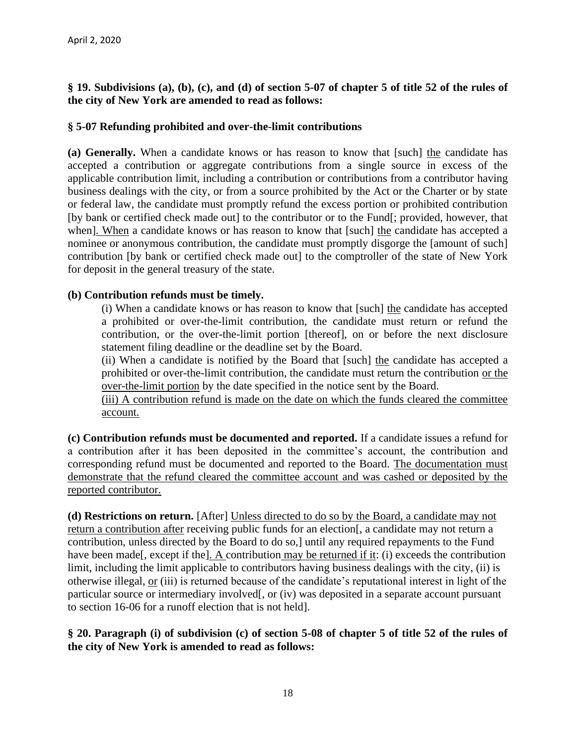April 2, 2020

**§ 19. Subdivisions (a), (b), (c), and (d) of section 5-07 of chapter 5 of title 52 of the rules of the city of New York are amended to read as follows:**

**§ 5-07 Refunding prohibited and over-the-limit contributions**

**(a) Generally.** When a candidate knows or has reason to know that [such] <u>the</u> candidate has accepted a contribution or aggregate contributions from a single source in excess of the applicable contribution limit, including a contribution or contributions from a contributor having business dealings with the city, or from a source prohibited by the Act or the Charter or by state or federal law, the candidate must promptly refund the excess portion or prohibited contribution [by bank or certified check made out] to the contributor or to the Fund[; provided, however, that when]<u>. When</u> a candidate knows or has reason to know that [such] <u>the</u> candidate has accepted a nominee or anonymous contribution, the candidate must promptly disgorge the [amount of such] contribution [by bank or certified check made out] to the comptroller of the state of New York for deposit in the general treasury of the state.

**(b) Contribution refunds must be timely.**

(i) When a candidate knows or has reason to know that [such] <u>the</u> candidate has accepted a prohibited or over-the-limit contribution, the candidate must return or refund the contribution, or the over-the-limit portion [thereof], on or before the next disclosure statement filing deadline or the deadline set by the Board.

(ii) When a candidate is notified by the Board that [such] <u>the</u> candidate has accepted a prohibited or over-the-limit contribution, the candidate must return the contribution <u>or the over-the-limit portion</u> by the date specified in the notice sent by the Board.

<u>(iii) A contribution refund is made on the date on which the funds cleared the committee account.</u>

**(c) Contribution refunds must be documented and reported.** If a candidate issues a refund for a contribution after it has been deposited in the committee's account, the contribution and corresponding refund must be documented and reported to the Board. <u>The documentation must demonstrate that the refund cleared the committee account and was cashed or deposited by the reported contributor.</u>

**(d) Restrictions on return.** [After] <u>Unless directed to do so by the Board, a candidate may not return a contribution after</u> receiving public funds for an election[, a candidate may not return a contribution, unless directed by the Board to do so,] until any required repayments to the Fund have been made[, except if the]<u>. A</u> contribution <u>may be returned if it</u>: (i) exceeds the contribution limit, including the limit applicable to contributors having business dealings with the city, (ii) is otherwise illegal, <u>or</u> (iii) is returned because of the candidate's reputational interest in light of the particular source or intermediary involved[, or (iv) was deposited in a separate account pursuant to section 16-06 for a runoff election that is not held].

**§ 20. Paragraph (i) of subdivision (c) of section 5-08 of chapter 5 of title 52 of the rules of the city of New York is amended to read as follows:**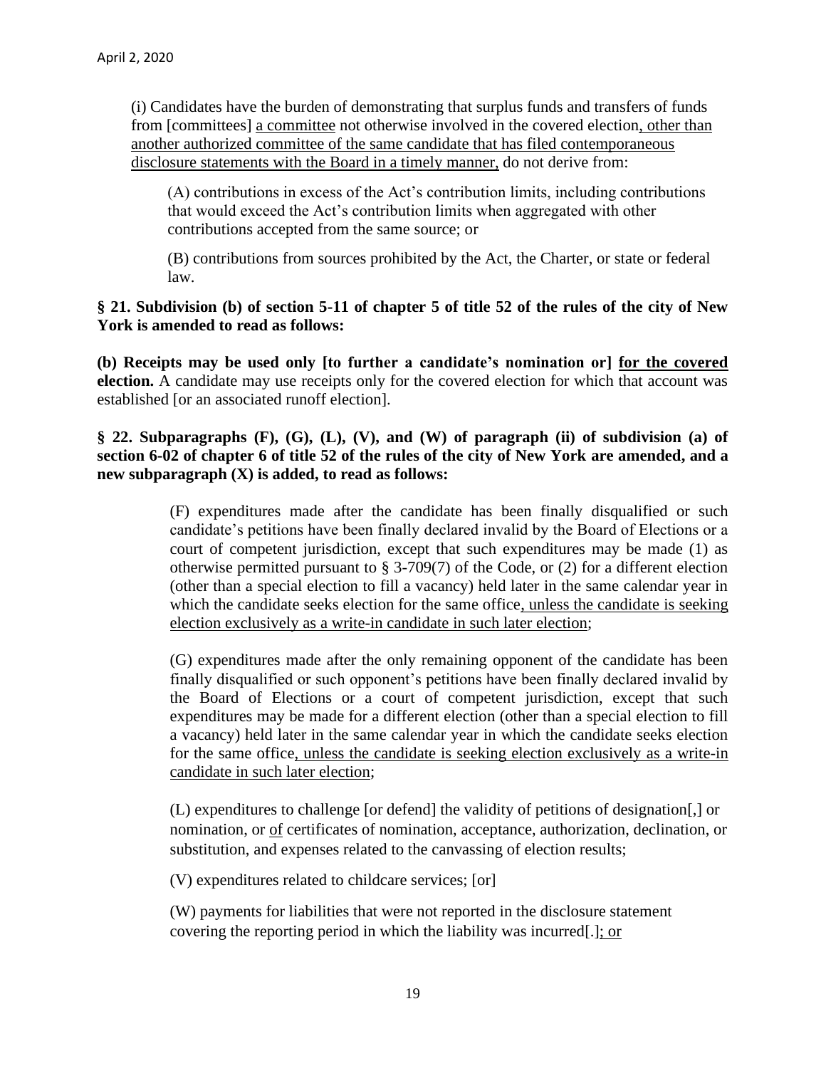(i) Candidates have the burden of demonstrating that surplus funds and transfers of funds from [committees] <u>a committee</u> not otherwise involved in the covered election<u>, other than another authorized committee of the same candidate that has filed contemporaneous disclosure statements with the Board in a timely manner,</u> do not derive from:

> (A) contributions in excess of the Act's contribution limits, including contributions that would exceed the Act's contribution limits when aggregated with other contributions accepted from the same source; or
>
> (B) contributions from sources prohibited by the Act, the Charter, or state or federal law.

**§ 21. Subdivision (b) of section 5-11 of chapter 5 of title 52 of the rules of the city of New York is amended to read as follows:**

**(b) Receipts may be used only [to further a candidate's nomination or] <u>for the covered</u> election.** A candidate may use receipts only for the covered election for which that account was established [or an associated runoff election].

**§ 22. Subparagraphs (F), (G), (L), (V), and (W) of paragraph (ii) of subdivision (a) of section 6-02 of chapter 6 of title 52 of the rules of the city of New York are amended, and a new subparagraph (X) is added, to read as follows:**

> (F) expenditures made after the candidate has been finally disqualified or such candidate's petitions have been finally declared invalid by the Board of Elections or a court of competent jurisdiction, except that such expenditures may be made (1) as otherwise permitted pursuant to § 3-709(7) of the Code, or (2) for a different election (other than a special election to fill a vacancy) held later in the same calendar year in which the candidate seeks election for the same office<u>, unless the candidate is seeking election exclusively as a write-in candidate in such later election</u>;
>
> (G) expenditures made after the only remaining opponent of the candidate has been finally disqualified or such opponent's petitions have been finally declared invalid by the Board of Elections or a court of competent jurisdiction, except that such expenditures may be made for a different election (other than a special election to fill a vacancy) held later in the same calendar year in which the candidate seeks election for the same office<u>, unless the candidate is seeking election exclusively as a write-in candidate in such later election</u>;
>
> (L) expenditures to challenge [or defend] the validity of petitions of designation[,] or nomination, or <u>of</u> certificates of nomination, acceptance, authorization, declination, or substitution, and expenses related to the canvassing of election results;
>
> (V) expenditures related to childcare services; [or]
>
> (W) payments for liabilities that were not reported in the disclosure statement covering the reporting period in which the liability was incurred[.]<u>; or</u>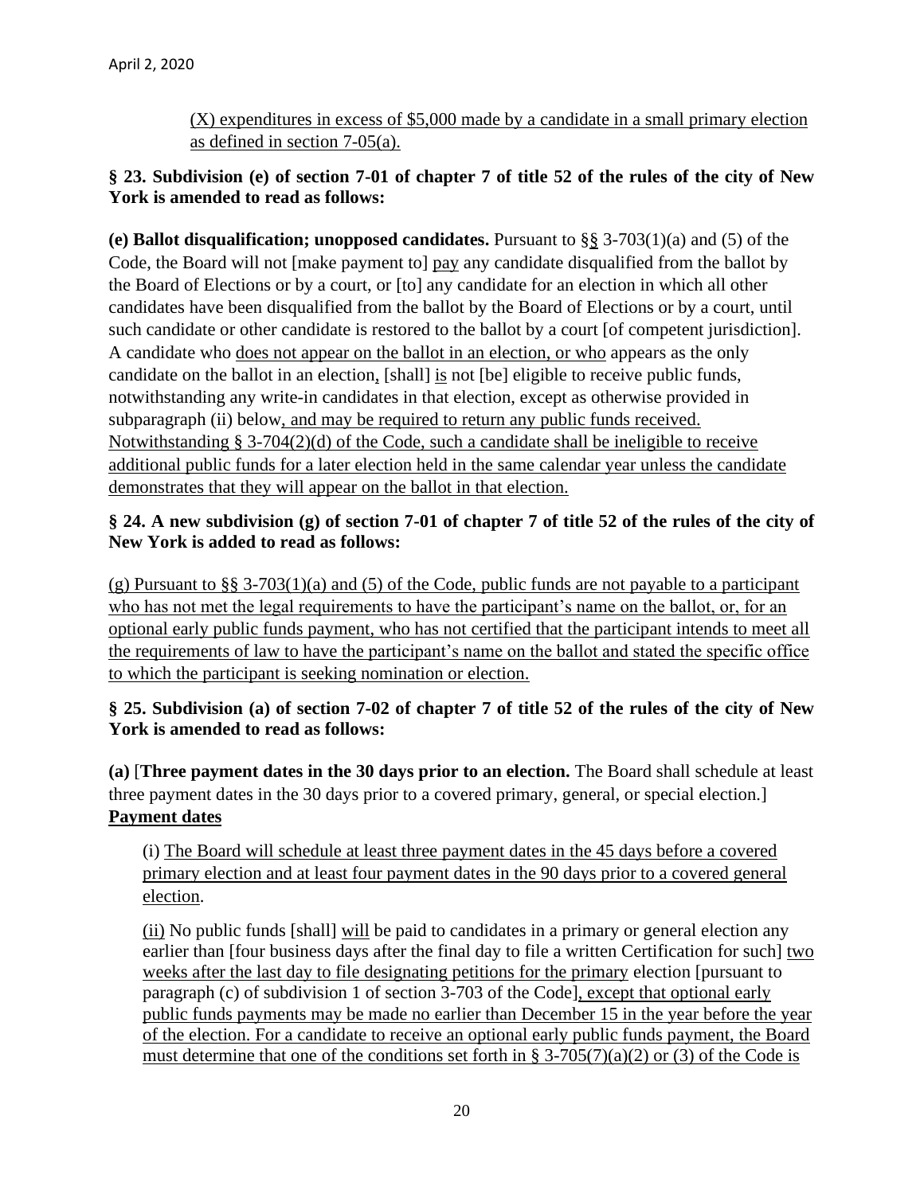(X) expenditures in excess of $5,000 made by a candidate in a small primary election as defined in section 7-05(a).

**§ 23. Subdivision (e) of section 7-01 of chapter 7 of title 52 of the rules of the city of New York is amended to read as follows:**

**(e) Ballot disqualification; unopposed candidates.** Pursuant to §§ 3-703(1)(a) and (5) of the Code, the Board will not [make payment to] pay any candidate disqualified from the ballot by the Board of Elections or by a court, or [to] any candidate for an election in which all other candidates have been disqualified from the ballot by the Board of Elections or by a court, until such candidate or other candidate is restored to the ballot by a court [of competent jurisdiction]. A candidate who does not appear on the ballot in an election, or who appears as the only candidate on the ballot in an election, [shall] is not [be] eligible to receive public funds, notwithstanding any write-in candidates in that election, except as otherwise provided in subparagraph (ii) below, and may be required to return any public funds received. Notwithstanding § 3-704(2)(d) of the Code, such a candidate shall be ineligible to receive additional public funds for a later election held in the same calendar year unless the candidate demonstrates that they will appear on the ballot in that election.

**§ 24. A new subdivision (g) of section 7-01 of chapter 7 of title 52 of the rules of the city of New York is added to read as follows:**

(g) Pursuant to §§ 3-703(1)(a) and (5) of the Code, public funds are not payable to a participant who has not met the legal requirements to have the participant's name on the ballot, or, for an optional early public funds payment, who has not certified that the participant intends to meet all the requirements of law to have the participant's name on the ballot and stated the specific office to which the participant is seeking nomination or election.

**§ 25. Subdivision (a) of section 7-02 of chapter 7 of title 52 of the rules of the city of New York is amended to read as follows:**

**(a)** [**Three payment dates in the 30 days prior to an election.** The Board shall schedule at least three payment dates in the 30 days prior to a covered primary, general, or special election.] **Payment dates**

(i) The Board will schedule at least three payment dates in the 45 days before a covered primary election and at least four payment dates in the 90 days prior to a covered general election.

(ii) No public funds [shall] will be paid to candidates in a primary or general election any earlier than [four business days after the final day to file a written Certification for such] two weeks after the last day to file designating petitions for the primary election [pursuant to paragraph (c) of subdivision 1 of section 3-703 of the Code], except that optional early public funds payments may be made no earlier than December 15 in the year before the year of the election. For a candidate to receive an optional early public funds payment, the Board must determine that one of the conditions set forth in § 3-705(7)(a)(2) or (3) of the Code is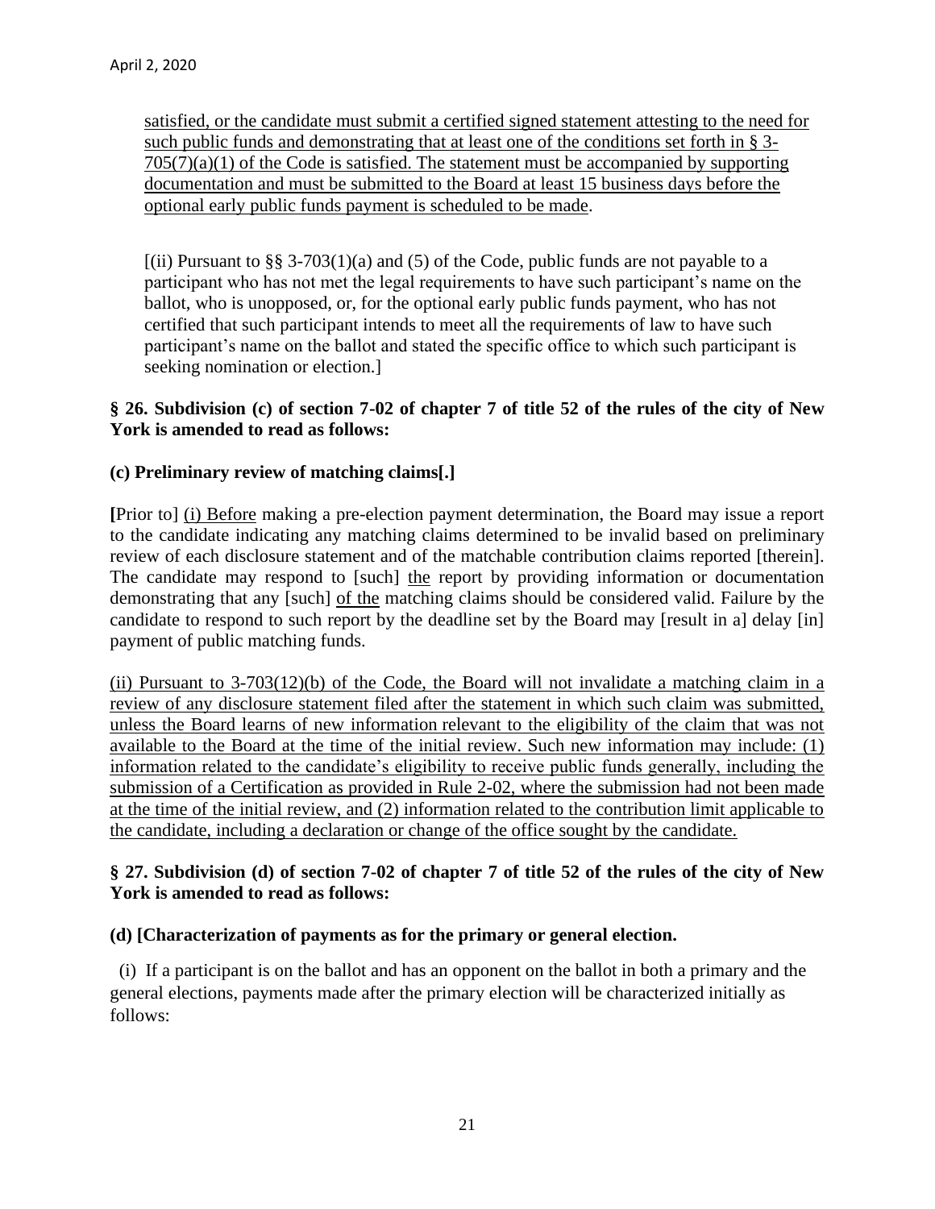satisfied, or the candidate must submit a certified signed statement attesting to the need for such public funds and demonstrating that at least one of the conditions set forth in § 3-705(7)(a)(1) of the Code is satisfied. The statement must be accompanied by supporting documentation and must be submitted to the Board at least 15 business days before the optional early public funds payment is scheduled to be made.

[(ii) Pursuant to §§ 3-703(1)(a) and (5) of the Code, public funds are not payable to a participant who has not met the legal requirements to have such participant's name on the ballot, who is unopposed, or, for the optional early public funds payment, who has not certified that such participant intends to meet all the requirements of law to have such participant's name on the ballot and stated the specific office to which such participant is seeking nomination or election.]

**§ 26. Subdivision (c) of section 7-02 of chapter 7 of title 52 of the rules of the city of New York is amended to read as follows:**

**(c) Preliminary review of matching claims[.]**

**[**Prior to] (i) Before making a pre-election payment determination, the Board may issue a report to the candidate indicating any matching claims determined to be invalid based on preliminary review of each disclosure statement and of the matchable contribution claims reported [therein]. The candidate may respond to [such] the report by providing information or documentation demonstrating that any [such] of the matching claims should be considered valid. Failure by the candidate to respond to such report by the deadline set by the Board may [result in a] delay [in] payment of public matching funds.

(ii) Pursuant to 3-703(12)(b) of the Code, the Board will not invalidate a matching claim in a review of any disclosure statement filed after the statement in which such claim was submitted, unless the Board learns of new information relevant to the eligibility of the claim that was not available to the Board at the time of the initial review. Such new information may include: (1) information related to the candidate's eligibility to receive public funds generally, including the submission of a Certification as provided in Rule 2-02, where the submission had not been made at the time of the initial review, and (2) information related to the contribution limit applicable to the candidate, including a declaration or change of the office sought by the candidate.

**§ 27. Subdivision (d) of section 7-02 of chapter 7 of title 52 of the rules of the city of New York is amended to read as follows:**

**(d) [Characterization of payments as for the primary or general election.**

(i) If a participant is on the ballot and has an opponent on the ballot in both a primary and the general elections, payments made after the primary election will be characterized initially as follows: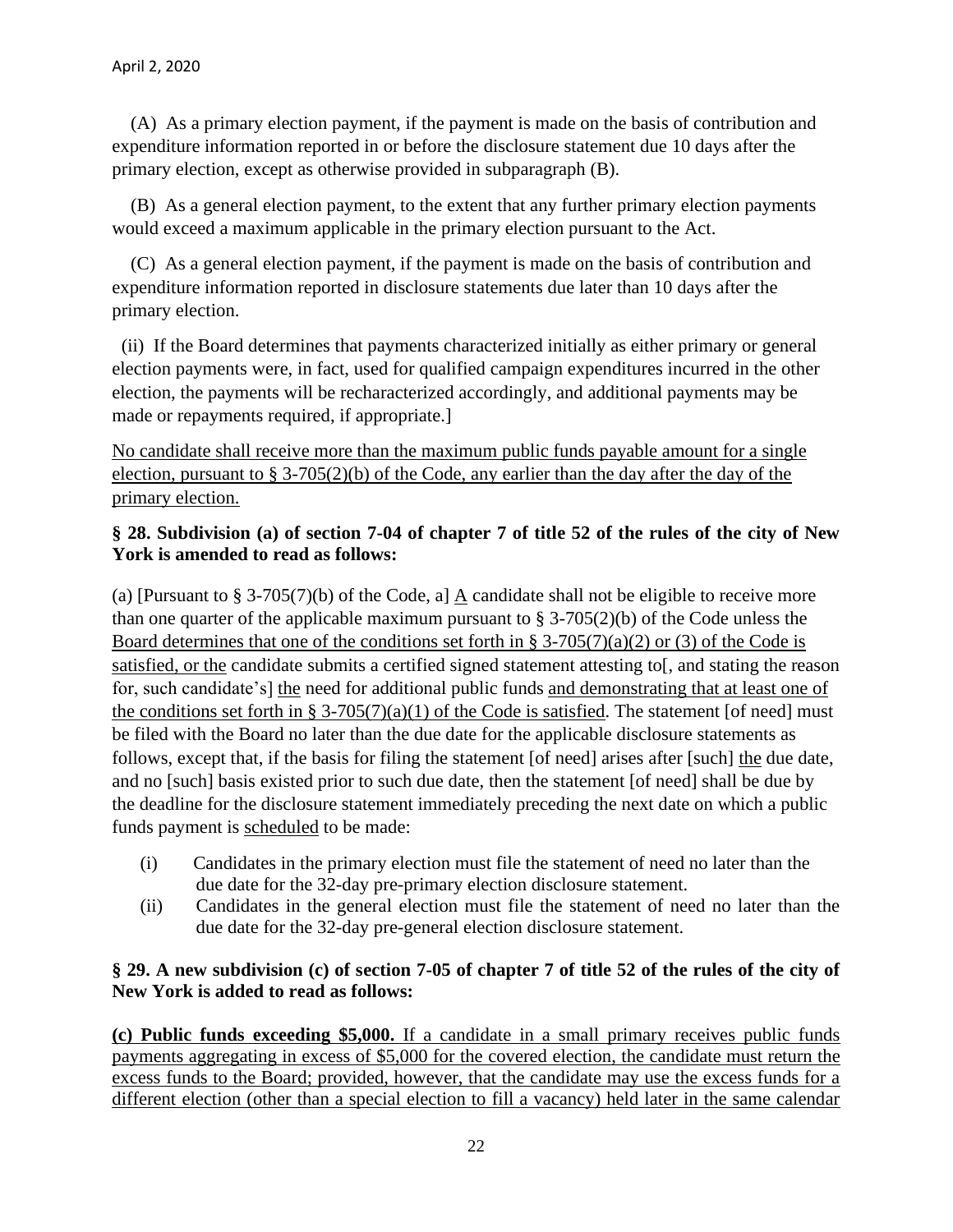(A) As a primary election payment, if the payment is made on the basis of contribution and expenditure information reported in or before the disclosure statement due 10 days after the primary election, except as otherwise provided in subparagraph (B).

(B) As a general election payment, to the extent that any further primary election payments would exceed a maximum applicable in the primary election pursuant to the Act.

(C) As a general election payment, if the payment is made on the basis of contribution and expenditure information reported in disclosure statements due later than 10 days after the primary election.

(ii) If the Board determines that payments characterized initially as either primary or general election payments were, in fact, used for qualified campaign expenditures incurred in the other election, the payments will be recharacterized accordingly, and additional payments may be made or repayments required, if appropriate.]

<u>No candidate shall receive more than the maximum public funds payable amount for a single election, pursuant to § 3-705(2)(b) of the Code, any earlier than the day after the day of the primary election.</u>

**§ 28. Subdivision (a) of section 7-04 of chapter 7 of title 52 of the rules of the city of New York is amended to read as follows:**

(a) [Pursuant to § 3-705(7)(b) of the Code, a] <u>A</u> candidate shall not be eligible to receive more than one quarter of the applicable maximum pursuant to § 3-705(2)(b) of the Code unless the <u>Board determines that one of the conditions set forth in § 3-705(7)(a)(2) or (3) of the Code is satisfied, or the</u> candidate submits a certified signed statement attesting to[, and stating the reason for, such candidate's] <u>the</u> need for additional public funds <u>and demonstrating that at least one of the conditions set forth in § 3-705(7)(a)(1) of the Code is satisfied</u>. The statement [of need] must be filed with the Board no later than the due date for the applicable disclosure statements as follows, except that, if the basis for filing the statement [of need] arises after [such] <u>the</u> due date, and no [such] basis existed prior to such due date, then the statement [of need] shall be due by the deadline for the disclosure statement immediately preceding the next date on which a public funds payment is <u>scheduled</u> to be made:

(i) Candidates in the primary election must file the statement of need no later than the due date for the 32-day pre-primary election disclosure statement.

(ii) Candidates in the general election must file the statement of need no later than the due date for the 32-day pre-general election disclosure statement.

**§ 29. A new subdivision (c) of section 7-05 of chapter 7 of title 52 of the rules of the city of New York is added to read as follows:**

<u>**(c) Public funds exceeding $5,000.** If a candidate in a small primary receives public funds payments aggregating in excess of $5,000 for the covered election, the candidate must return the excess funds to the Board; provided, however, that the candidate may use the excess funds for a different election (other than a special election to fill a vacancy) held later in the same calendar</u>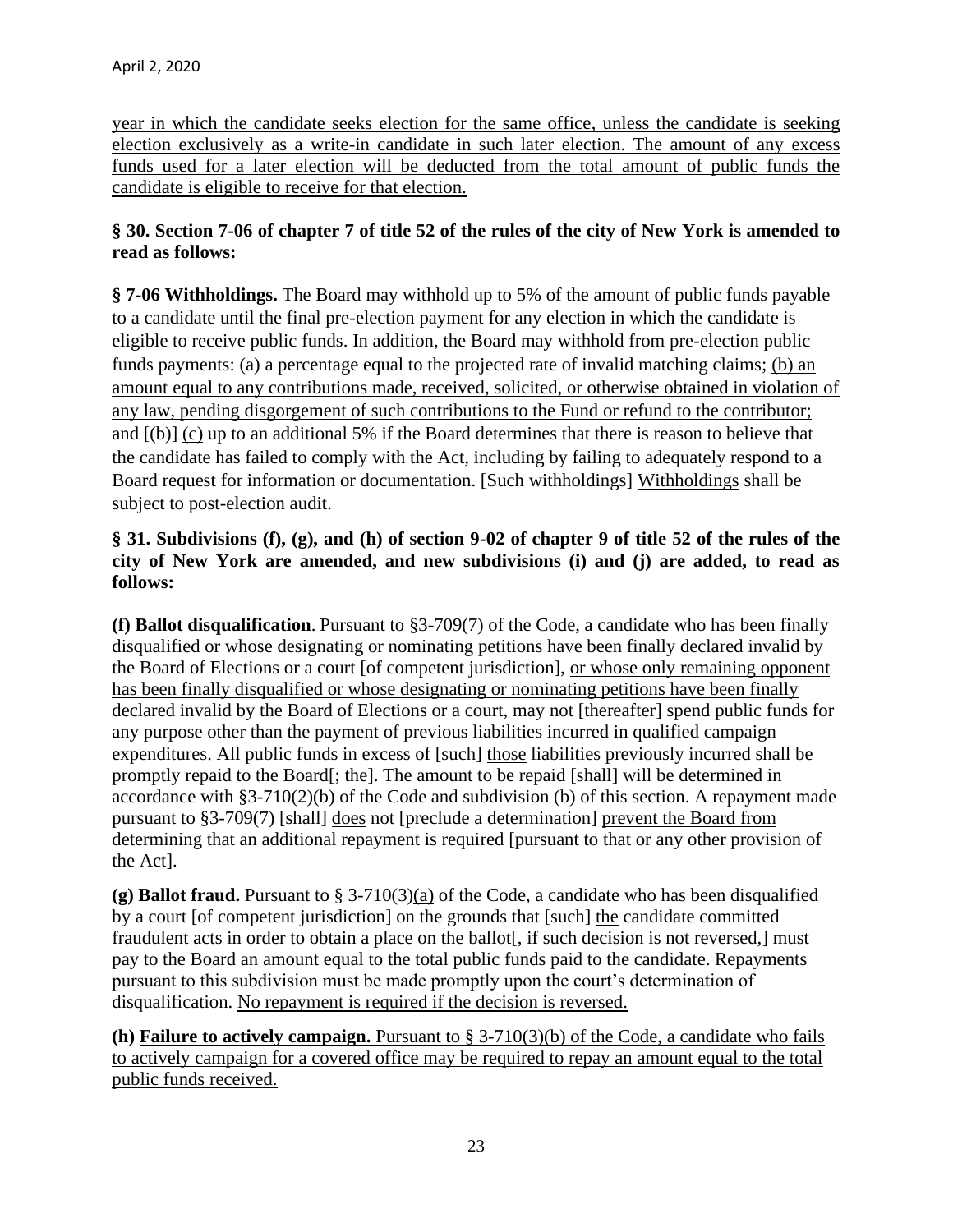year in which the candidate seeks election for the same office, unless the candidate is seeking election exclusively as a write-in candidate in such later election. The amount of any excess funds used for a later election will be deducted from the total amount of public funds the candidate is eligible to receive for that election.

**§ 30. Section 7-06 of chapter 7 of title 52 of the rules of the city of New York is amended to read as follows:**

**§ 7-06 Withholdings.** The Board may withhold up to 5% of the amount of public funds payable to a candidate until the final pre-election payment for any election in which the candidate is eligible to receive public funds. In addition, the Board may withhold from pre-election public funds payments: (a) a percentage equal to the projected rate of invalid matching claims; (b) an amount equal to any contributions made, received, solicited, or otherwise obtained in violation of any law, pending disgorgement of such contributions to the Fund or refund to the contributor; and [(b)] (c) up to an additional 5% if the Board determines that there is reason to believe that the candidate has failed to comply with the Act, including by failing to adequately respond to a Board request for information or documentation. [Such withholdings] Withholdings shall be subject to post-election audit.

**§ 31. Subdivisions (f), (g), and (h) of section 9-02 of chapter 9 of title 52 of the rules of the city of New York are amended, and new subdivisions (i) and (j) are added, to read as follows:**

**(f) Ballot disqualification**. Pursuant to §3-709(7) of the Code, a candidate who has been finally disqualified or whose designating or nominating petitions have been finally declared invalid by the Board of Elections or a court [of competent jurisdiction], or whose only remaining opponent has been finally disqualified or whose designating or nominating petitions have been finally declared invalid by the Board of Elections or a court, may not [thereafter] spend public funds for any purpose other than the payment of previous liabilities incurred in qualified campaign expenditures. All public funds in excess of [such] those liabilities previously incurred shall be promptly repaid to the Board[; the]. The amount to be repaid [shall] will be determined in accordance with §3-710(2)(b) of the Code and subdivision (b) of this section. A repayment made pursuant to §3-709(7) [shall] does not [preclude a determination] prevent the Board from determining that an additional repayment is required [pursuant to that or any other provision of the Act].

**(g) Ballot fraud.** Pursuant to § 3-710(3)(a) of the Code, a candidate who has been disqualified by a court [of competent jurisdiction] on the grounds that [such] the candidate committed fraudulent acts in order to obtain a place on the ballot[, if such decision is not reversed,] must pay to the Board an amount equal to the total public funds paid to the candidate. Repayments pursuant to this subdivision must be made promptly upon the court's determination of disqualification. No repayment is required if the decision is reversed.

**(h) Failure to actively campaign.** Pursuant to § 3-710(3)(b) of the Code, a candidate who fails to actively campaign for a covered office may be required to repay an amount equal to the total public funds received.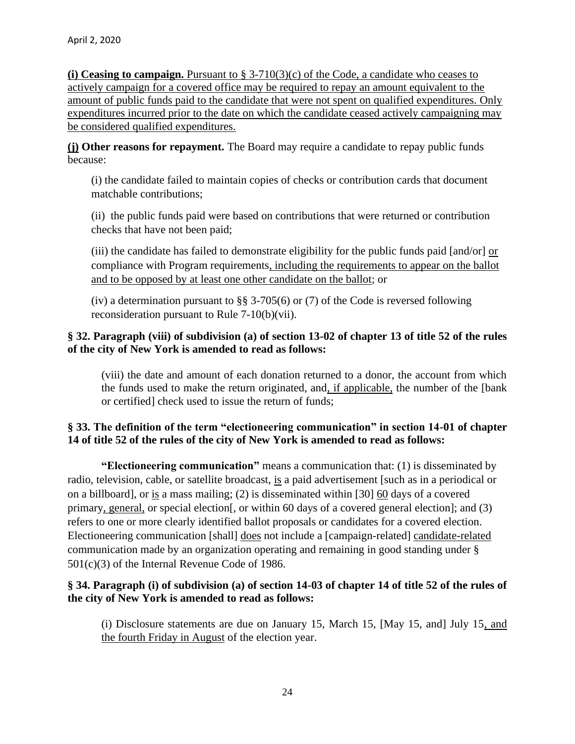**(i) Ceasing to campaign.** Pursuant to § 3-710(3)(c) of the Code, a candidate who ceases to actively campaign for a covered office may be required to repay an amount equivalent to the amount of public funds paid to the candidate that were not spent on qualified expenditures. Only expenditures incurred prior to the date on which the candidate ceased actively campaigning may be considered qualified expenditures.

**(j) Other reasons for repayment.** The Board may require a candidate to repay public funds because:

(i) the candidate failed to maintain copies of checks or contribution cards that document matchable contributions;

(ii) the public funds paid were based on contributions that were returned or contribution checks that have not been paid;

(iii) the candidate has failed to demonstrate eligibility for the public funds paid [and/or] or compliance with Program requirements, including the requirements to appear on the ballot and to be opposed by at least one other candidate on the ballot; or

(iv) a determination pursuant to §§ 3-705(6) or (7) of the Code is reversed following reconsideration pursuant to Rule 7-10(b)(vii).

**§ 32. Paragraph (viii) of subdivision (a) of section 13-02 of chapter 13 of title 52 of the rules of the city of New York is amended to read as follows:**

(viii) the date and amount of each donation returned to a donor, the account from which the funds used to make the return originated, and, if applicable, the number of the [bank or certified] check used to issue the return of funds;

**§ 33. The definition of the term "electioneering communication" in section 14-01 of chapter 14 of title 52 of the rules of the city of New York is amended to read as follows:**

**"Electioneering communication"** means a communication that: (1) is disseminated by radio, television, cable, or satellite broadcast, is a paid advertisement [such as in a periodical or on a billboard], or is a mass mailing; (2) is disseminated within [30] 60 days of a covered primary, general, or special election[, or within 60 days of a covered general election]; and (3) refers to one or more clearly identified ballot proposals or candidates for a covered election. Electioneering communication [shall] does not include a [campaign-related] candidate-related communication made by an organization operating and remaining in good standing under § 501(c)(3) of the Internal Revenue Code of 1986.

**§ 34. Paragraph (i) of subdivision (a) of section 14-03 of chapter 14 of title 52 of the rules of the city of New York is amended to read as follows:**

(i) Disclosure statements are due on January 15, March 15, [May 15, and] July 15, and the fourth Friday in August of the election year.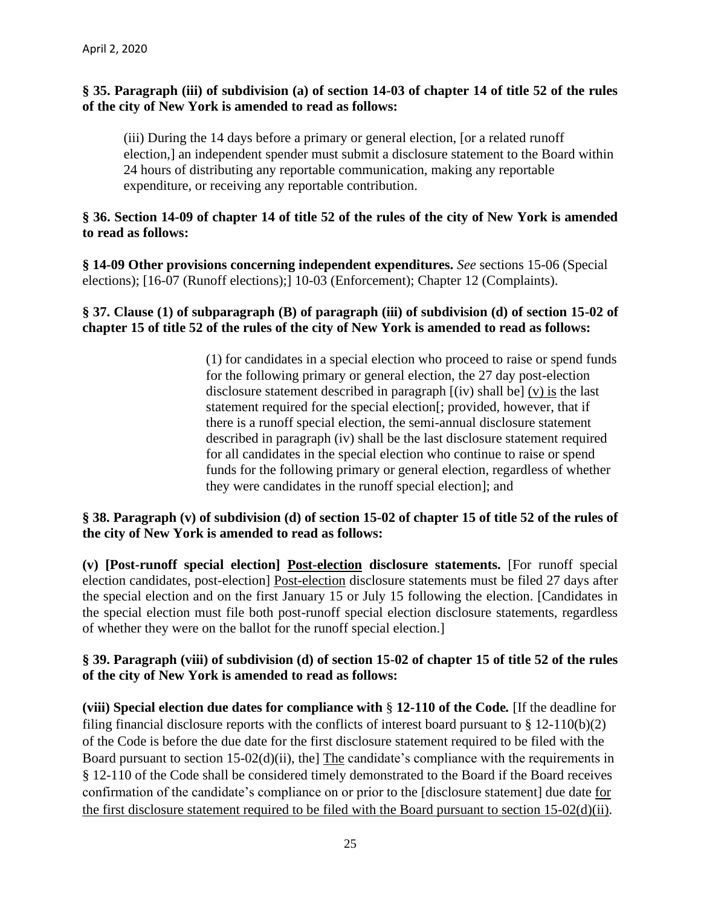**§ 35. Paragraph (iii) of subdivision (a) of section 14-03 of chapter 14 of title 52 of the rules of the city of New York is amended to read as follows:**

> (iii) During the 14 days before a primary or general election, [or a related runoff election,] an independent spender must submit a disclosure statement to the Board within 24 hours of distributing any reportable communication, making any reportable expenditure, or receiving any reportable contribution.

**§ 36. Section 14-09 of chapter 14 of title 52 of the rules of the city of New York is amended to read as follows:**

**§ 14-09 Other provisions concerning independent expenditures.** *See* sections 15-06 (Special elections); [16-07 (Runoff elections);] 10-03 (Enforcement); Chapter 12 (Complaints).

**§ 37. Clause (1) of subparagraph (B) of paragraph (iii) of subdivision (d) of section 15-02 of chapter 15 of title 52 of the rules of the city of New York is amended to read as follows:**

> (1) for candidates in a special election who proceed to raise or spend funds for the following primary or general election, the 27 day post-election disclosure statement described in paragraph [(iv) shall be] <u>(v) is</u> the last statement required for the special election[; provided, however, that if there is a runoff special election, the semi-annual disclosure statement described in paragraph (iv) shall be the last disclosure statement required for all candidates in the special election who continue to raise or spend funds for the following primary or general election, regardless of whether they were candidates in the runoff special election]; and

**§ 38. Paragraph (v) of subdivision (d) of section 15-02 of chapter 15 of title 52 of the rules of the city of New York is amended to read as follows:**

**(v) [Post-runoff special election] <u>Post-election</u> disclosure statements.** [For runoff special election candidates, post-election] <u>Post-election</u> disclosure statements must be filed 27 days after the special election and on the first January 15 or July 15 following the election. [Candidates in the special election must file both post-runoff special election disclosure statements, regardless of whether they were on the ballot for the runoff special election.]

**§ 39. Paragraph (viii) of subdivision (d) of section 15-02 of chapter 15 of title 52 of the rules of the city of New York is amended to read as follows:**

**(viii) Special election due dates for compliance with § 12-110 of the Code.** [If the deadline for filing financial disclosure reports with the conflicts of interest board pursuant to § 12-110(b)(2) of the Code is before the due date for the first disclosure statement required to be filed with the Board pursuant to section 15-02(d)(ii), the] <u>The</u> candidate's compliance with the requirements in § 12-110 of the Code shall be considered timely demonstrated to the Board if the Board receives confirmation of the candidate's compliance on or prior to the [disclosure statement] due date <u>for the first disclosure statement required to be filed with the Board pursuant to section 15-02(d)(ii)</u>.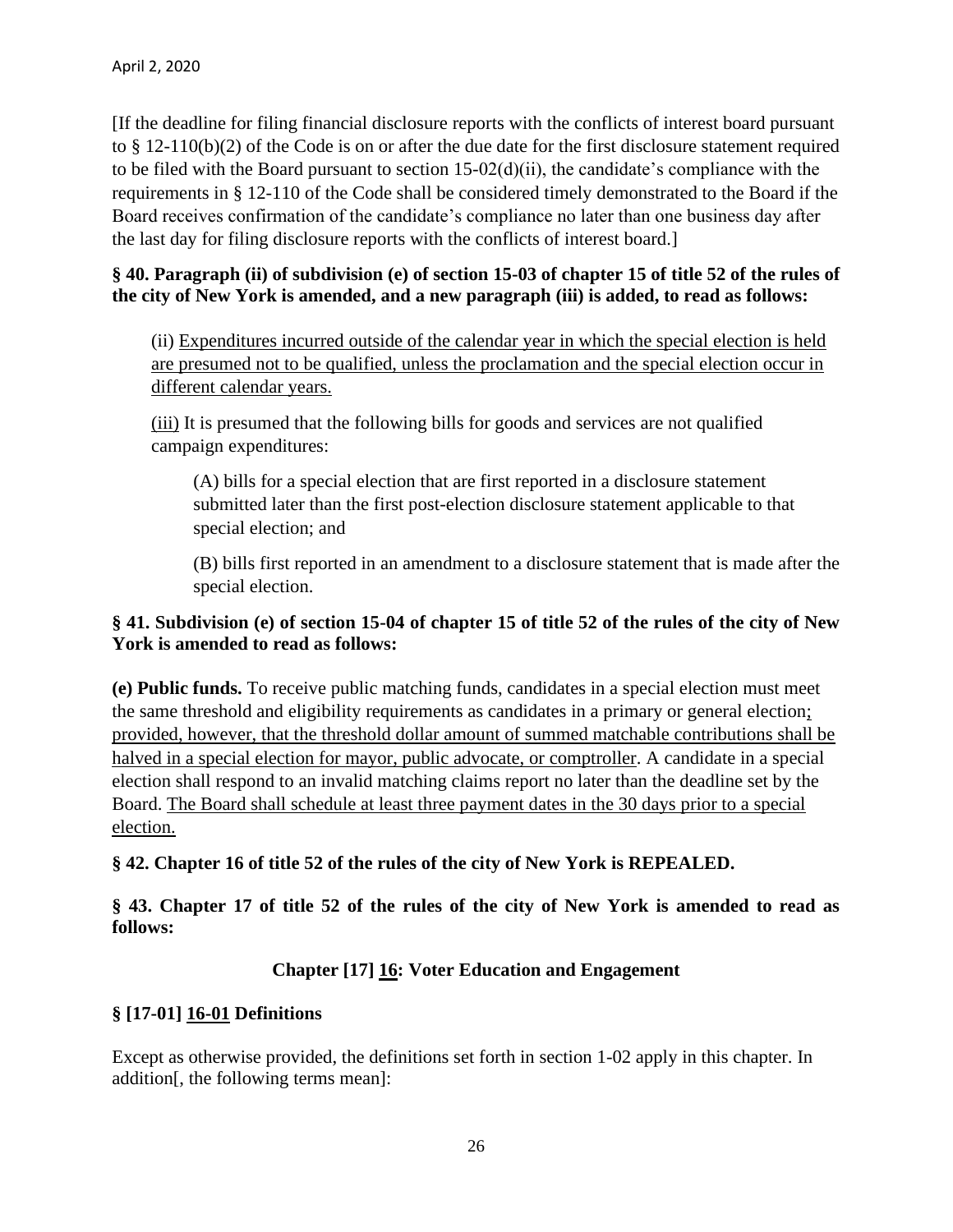[If the deadline for filing financial disclosure reports with the conflicts of interest board pursuant to § 12-110(b)(2) of the Code is on or after the due date for the first disclosure statement required to be filed with the Board pursuant to section 15-02(d)(ii), the candidate's compliance with the requirements in § 12-110 of the Code shall be considered timely demonstrated to the Board if the Board receives confirmation of the candidate's compliance no later than one business day after the last day for filing disclosure reports with the conflicts of interest board.]

**§ 40. Paragraph (ii) of subdivision (e) of section 15-03 of chapter 15 of title 52 of the rules of the city of New York is amended, and a new paragraph (iii) is added, to read as follows:**

(ii) <u>Expenditures incurred outside of the calendar year in which the special election is held are presumed not to be qualified, unless the proclamation and the special election occur in different calendar years.</u>

<u>(iii)</u> It is presumed that the following bills for goods and services are not qualified campaign expenditures:

(A) bills for a special election that are first reported in a disclosure statement submitted later than the first post-election disclosure statement applicable to that special election; and

(B) bills first reported in an amendment to a disclosure statement that is made after the special election.

**§ 41. Subdivision (e) of section 15-04 of chapter 15 of title 52 of the rules of the city of New York is amended to read as follows:**

**(e) Public funds.** To receive public matching funds, candidates in a special election must meet the same threshold and eligibility requirements as candidates in a primary or general election<u>; provided, however, that the threshold dollar amount of summed matchable contributions shall be halved in a special election for mayor, public advocate, or comptroller</u>. A candidate in a special election shall respond to an invalid matching claims report no later than the deadline set by the Board. <u>The Board shall schedule at least three payment dates in the 30 days prior to a special election.</u>

**§ 42. Chapter 16 of title 52 of the rules of the city of New York is REPEALED.**

**§ 43. Chapter 17 of title 52 of the rules of the city of New York is amended to read as follows:**

## Chapter [17] <u>16</u>: Voter Education and Engagement

### § [17-01] <u>16-01</u> Definitions

Except as otherwise provided, the definitions set forth in section 1-02 apply in this chapter. In addition[, the following terms mean]: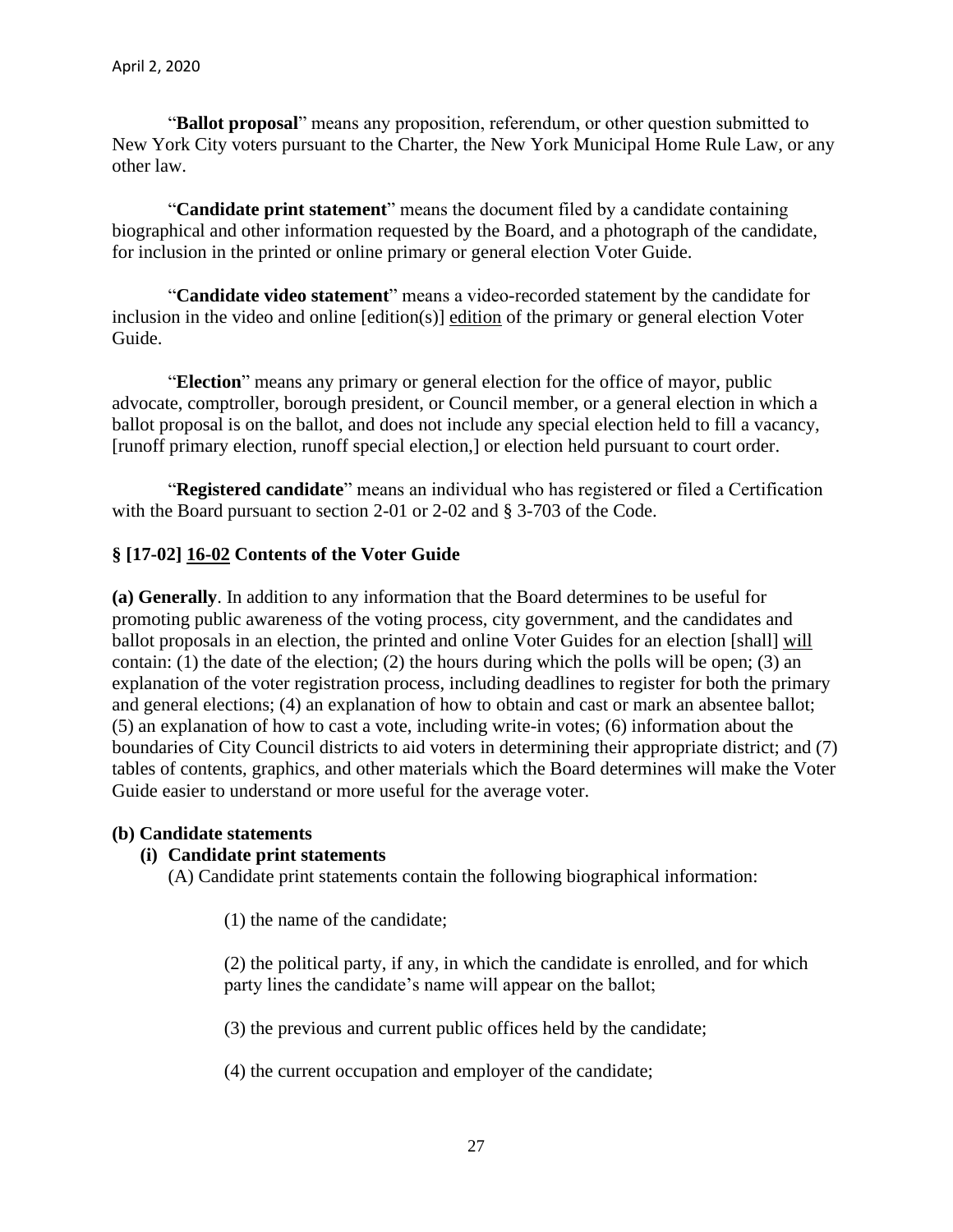"**Ballot proposal**" means any proposition, referendum, or other question submitted to New York City voters pursuant to the Charter, the New York Municipal Home Rule Law, or any other law.

"**Candidate print statement**" means the document filed by a candidate containing biographical and other information requested by the Board, and a photograph of the candidate, for inclusion in the printed or online primary or general election Voter Guide.

"**Candidate video statement**" means a video-recorded statement by the candidate for inclusion in the video and online [edition(s)] <u>edition</u> of the primary or general election Voter Guide.

"**Election**" means any primary or general election for the office of mayor, public advocate, comptroller, borough president, or Council member, or a general election in which a ballot proposal is on the ballot, and does not include any special election held to fill a vacancy, [runoff primary election, runoff special election,] or election held pursuant to court order.

"**Registered candidate**" means an individual who has registered or filed a Certification with the Board pursuant to section 2-01 or 2-02 and § 3-703 of the Code.

### § [17-02] <u>16-02</u> Contents of the Voter Guide

**(a) Generally**. In addition to any information that the Board determines to be useful for promoting public awareness of the voting process, city government, and the candidates and ballot proposals in an election, the printed and online Voter Guides for an election [shall] <u>will</u> contain: (1) the date of the election; (2) the hours during which the polls will be open; (3) an explanation of the voter registration process, including deadlines to register for both the primary and general elections; (4) an explanation of how to obtain and cast or mark an absentee ballot; (5) an explanation of how to cast a vote, including write-in votes; (6) information about the boundaries of City Council districts to aid voters in determining their appropriate district; and (7) tables of contents, graphics, and other materials which the Board determines will make the Voter Guide easier to understand or more useful for the average voter.

**(b) Candidate statements**

**(i) Candidate print statements**

(A) Candidate print statements contain the following biographical information:

(1) the name of the candidate;

(2) the political party, if any, in which the candidate is enrolled, and for which party lines the candidate's name will appear on the ballot;

(3) the previous and current public offices held by the candidate;

(4) the current occupation and employer of the candidate;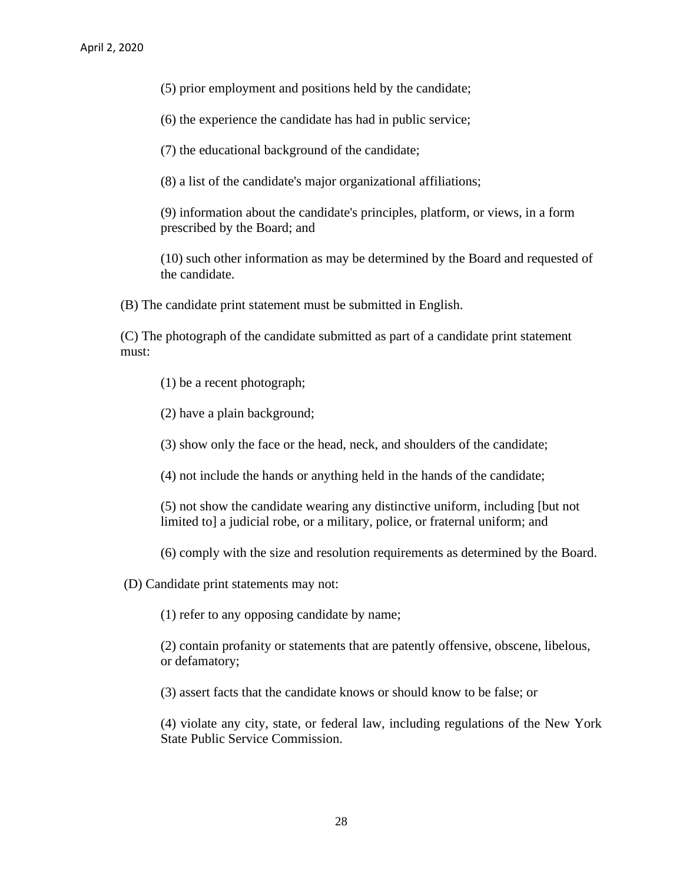(5) prior employment and positions held by the candidate;

(6) the experience the candidate has had in public service;

(7) the educational background of the candidate;

(8) a list of the candidate's major organizational affiliations;

(9) information about the candidate's principles, platform, or views, in a form prescribed by the Board; and

(10) such other information as may be determined by the Board and requested of the candidate.

(B) The candidate print statement must be submitted in English.

(C) The photograph of the candidate submitted as part of a candidate print statement must:

(1) be a recent photograph;

(2) have a plain background;

(3) show only the face or the head, neck, and shoulders of the candidate;

(4) not include the hands or anything held in the hands of the candidate;

(5) not show the candidate wearing any distinctive uniform, including [but not limited to] a judicial robe, or a military, police, or fraternal uniform; and

(6) comply with the size and resolution requirements as determined by the Board.

(D) Candidate print statements may not:

(1) refer to any opposing candidate by name;

(2) contain profanity or statements that are patently offensive, obscene, libelous, or defamatory;

(3) assert facts that the candidate knows or should know to be false; or

(4) violate any city, state, or federal law, including regulations of the New York State Public Service Commission.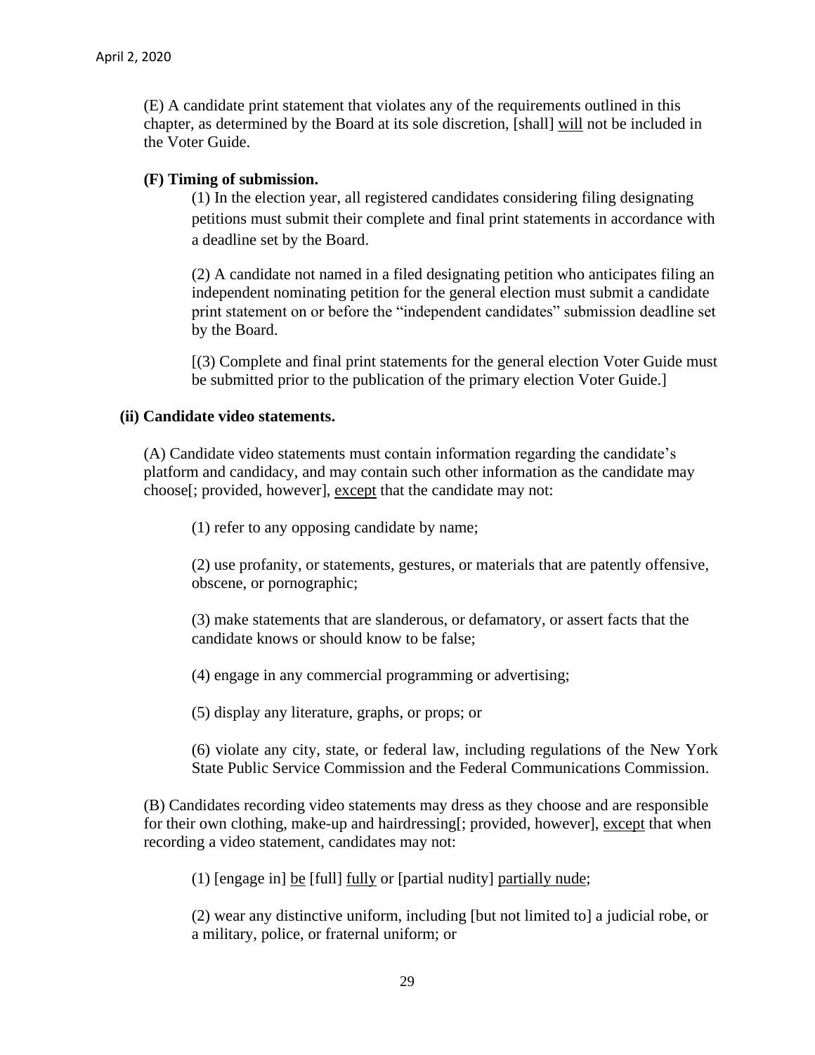(E) A candidate print statement that violates any of the requirements outlined in this chapter, as determined by the Board at its sole discretion, [shall] <u>will</u> not be included in the Voter Guide.

**(F) Timing of submission.**

(1) In the election year, all registered candidates considering filing designating petitions must submit their complete and final print statements in accordance with a deadline set by the Board.

(2) A candidate not named in a filed designating petition who anticipates filing an independent nominating petition for the general election must submit a candidate print statement on or before the "independent candidates" submission deadline set by the Board.

[(3) Complete and final print statements for the general election Voter Guide must be submitted prior to the publication of the primary election Voter Guide.]

**(ii) Candidate video statements.**

(A) Candidate video statements must contain information regarding the candidate's platform and candidacy, and may contain such other information as the candidate may choose[; provided, however], <u>except</u> that the candidate may not:

(1) refer to any opposing candidate by name;

(2) use profanity, or statements, gestures, or materials that are patently offensive, obscene, or pornographic;

(3) make statements that are slanderous, or defamatory, or assert facts that the candidate knows or should know to be false;

(4) engage in any commercial programming or advertising;

(5) display any literature, graphs, or props; or

(6) violate any city, state, or federal law, including regulations of the New York State Public Service Commission and the Federal Communications Commission.

(B) Candidates recording video statements may dress as they choose and are responsible for their own clothing, make-up and hairdressing[; provided, however], <u>except</u> that when recording a video statement, candidates may not:

(1) [engage in] <u>be</u> [full] <u>fully</u> or [partial nudity] <u>partially nude</u>;

(2) wear any distinctive uniform, including [but not limited to] a judicial robe, or a military, police, or fraternal uniform; or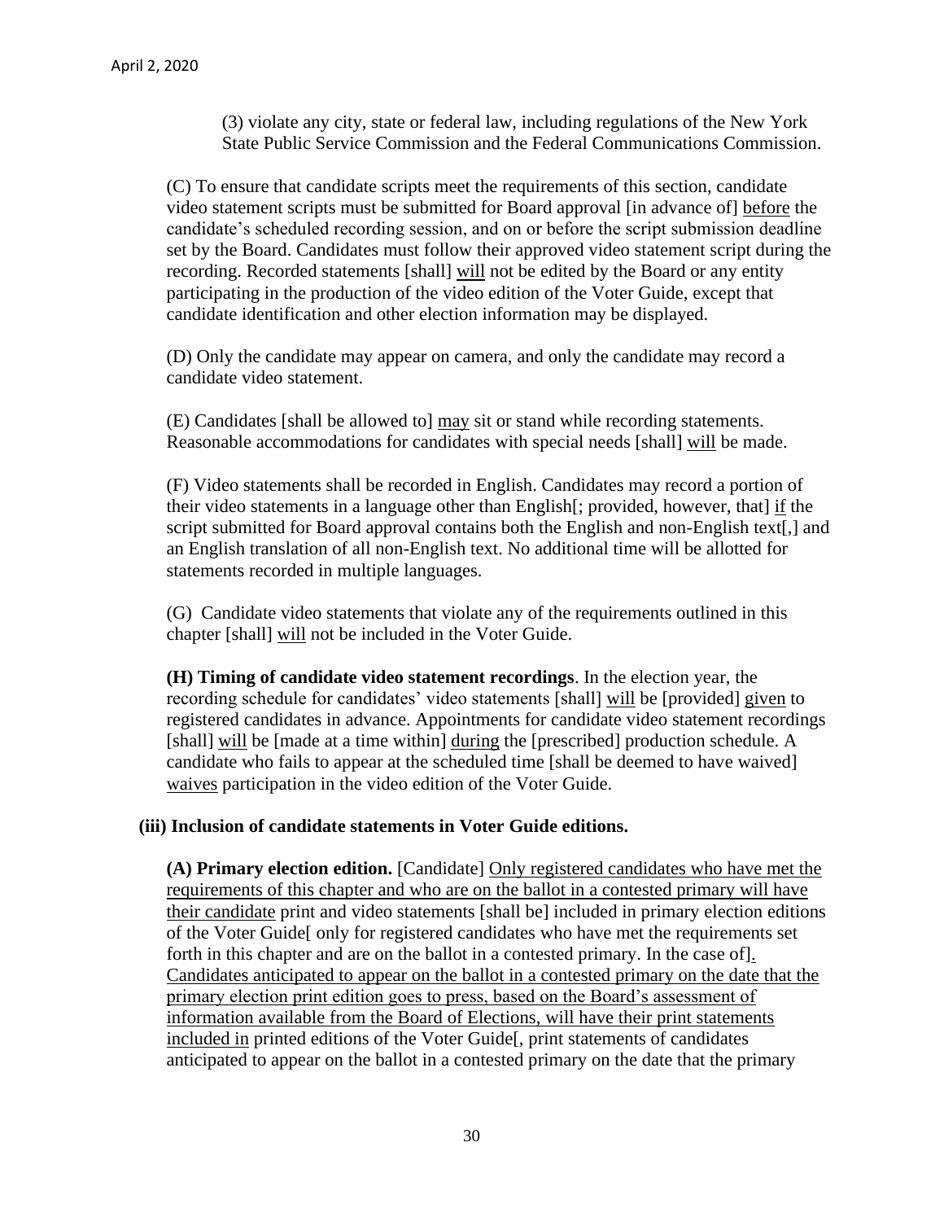(3) violate any city, state or federal law, including regulations of the New York State Public Service Commission and the Federal Communications Commission.

(C) To ensure that candidate scripts meet the requirements of this section, candidate video statement scripts must be submitted for Board approval [in advance of] <u>before</u> the candidate's scheduled recording session, and on or before the script submission deadline set by the Board. Candidates must follow their approved video statement script during the recording. Recorded statements [shall] <u>will</u> not be edited by the Board or any entity participating in the production of the video edition of the Voter Guide, except that candidate identification and other election information may be displayed.

(D) Only the candidate may appear on camera, and only the candidate may record a candidate video statement.

(E) Candidates [shall be allowed to] <u>may</u> sit or stand while recording statements. Reasonable accommodations for candidates with special needs [shall] <u>will</u> be made.

(F) Video statements shall be recorded in English. Candidates may record a portion of their video statements in a language other than English[; provided, however, that] <u>if</u> the script submitted for Board approval contains both the English and non-English text[,] and an English translation of all non-English text. No additional time will be allotted for statements recorded in multiple languages.

(G) Candidate video statements that violate any of the requirements outlined in this chapter [shall] <u>will</u> not be included in the Voter Guide.

**(H) Timing of candidate video statement recordings**. In the election year, the recording schedule for candidates' video statements [shall] <u>will</u> be [provided] <u>given</u> to registered candidates in advance. Appointments for candidate video statement recordings [shall] <u>will</u> be [made at a time within] <u>during</u> the [prescribed] production schedule. A candidate who fails to appear at the scheduled time [shall be deemed to have waived] <u>waives</u> participation in the video edition of the Voter Guide.

**(iii) Inclusion of candidate statements in Voter Guide editions.**

**(A) Primary election edition.** [Candidate] <u>Only registered candidates who have met the requirements of this chapter and who are on the ballot in a contested primary will have their candidate</u> print and video statements [shall be] included in primary election editions of the Voter Guide[ only for registered candidates who have met the requirements set forth in this chapter and are on the ballot in a contested primary. In the case of]<u>.</u> <u>Candidates anticipated to appear on the ballot in a contested primary on the date that the primary election print edition goes to press, based on the Board's assessment of information available from the Board of Elections, will have their print statements included in</u> printed editions of the Voter Guide[, print statements of candidates anticipated to appear on the ballot in a contested primary on the date that the primary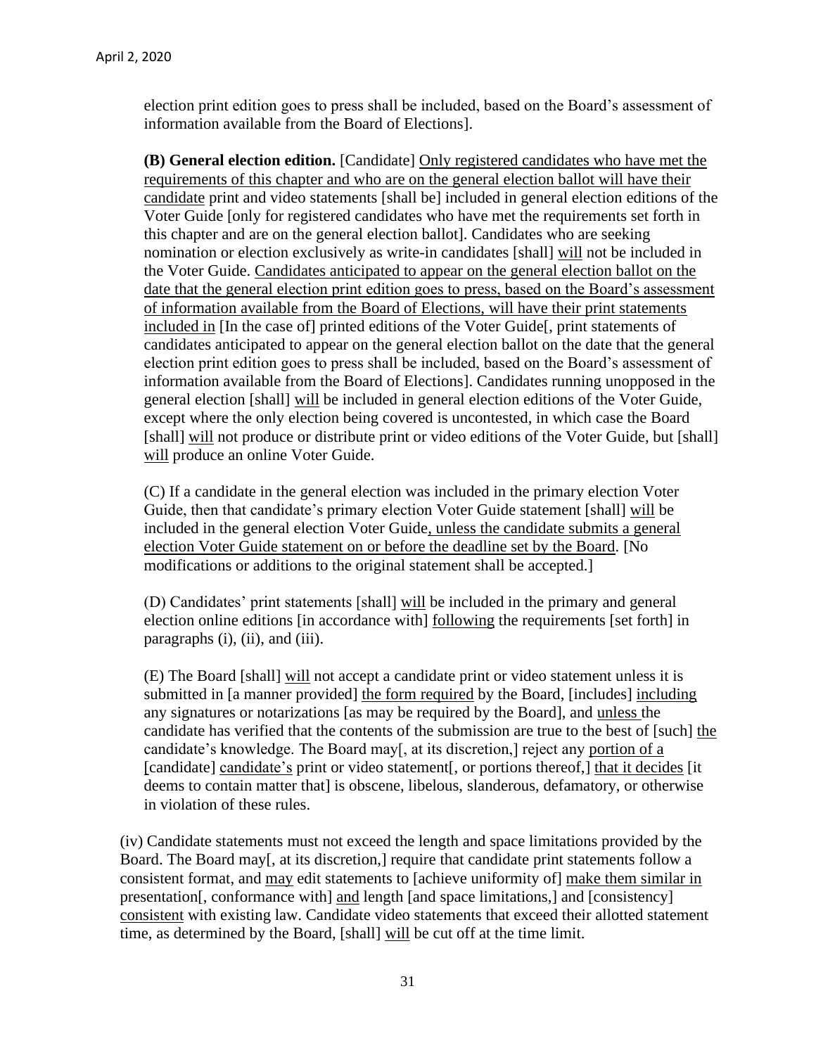election print edition goes to press shall be included, based on the Board's assessment of information available from the Board of Elections].

**(B) General election edition.** [Candidate] Only registered candidates who have met the requirements of this chapter and who are on the general election ballot will have their candidate print and video statements [shall be] included in general election editions of the Voter Guide [only for registered candidates who have met the requirements set forth in this chapter and are on the general election ballot]. Candidates who are seeking nomination or election exclusively as write-in candidates [shall] will not be included in the Voter Guide. Candidates anticipated to appear on the general election ballot on the date that the general election print edition goes to press, based on the Board's assessment of information available from the Board of Elections, will have their print statements included in [In the case of] printed editions of the Voter Guide[, print statements of candidates anticipated to appear on the general election ballot on the date that the general election print edition goes to press shall be included, based on the Board's assessment of information available from the Board of Elections]. Candidates running unopposed in the general election [shall] will be included in general election editions of the Voter Guide, except where the only election being covered is uncontested, in which case the Board [shall] will not produce or distribute print or video editions of the Voter Guide, but [shall] will produce an online Voter Guide.

(C) If a candidate in the general election was included in the primary election Voter Guide, then that candidate's primary election Voter Guide statement [shall] will be included in the general election Voter Guide, unless the candidate submits a general election Voter Guide statement on or before the deadline set by the Board. [No modifications or additions to the original statement shall be accepted.]

(D) Candidates' print statements [shall] will be included in the primary and general election online editions [in accordance with] following the requirements [set forth] in paragraphs (i), (ii), and (iii).

(E) The Board [shall] will not accept a candidate print or video statement unless it is submitted in [a manner provided] the form required by the Board, [includes] including any signatures or notarizations [as may be required by the Board], and unless the candidate has verified that the contents of the submission are true to the best of [such] the candidate's knowledge. The Board may[, at its discretion,] reject any portion of a [candidate] candidate's print or video statement[, or portions thereof,] that it decides [it deems to contain matter that] is obscene, libelous, slanderous, defamatory, or otherwise in violation of these rules.

(iv) Candidate statements must not exceed the length and space limitations provided by the Board. The Board may[, at its discretion,] require that candidate print statements follow a consistent format, and may edit statements to [achieve uniformity of] make them similar in presentation[, conformance with] and length [and space limitations,] and [consistency] consistent with existing law. Candidate video statements that exceed their allotted statement time, as determined by the Board, [shall] will be cut off at the time limit.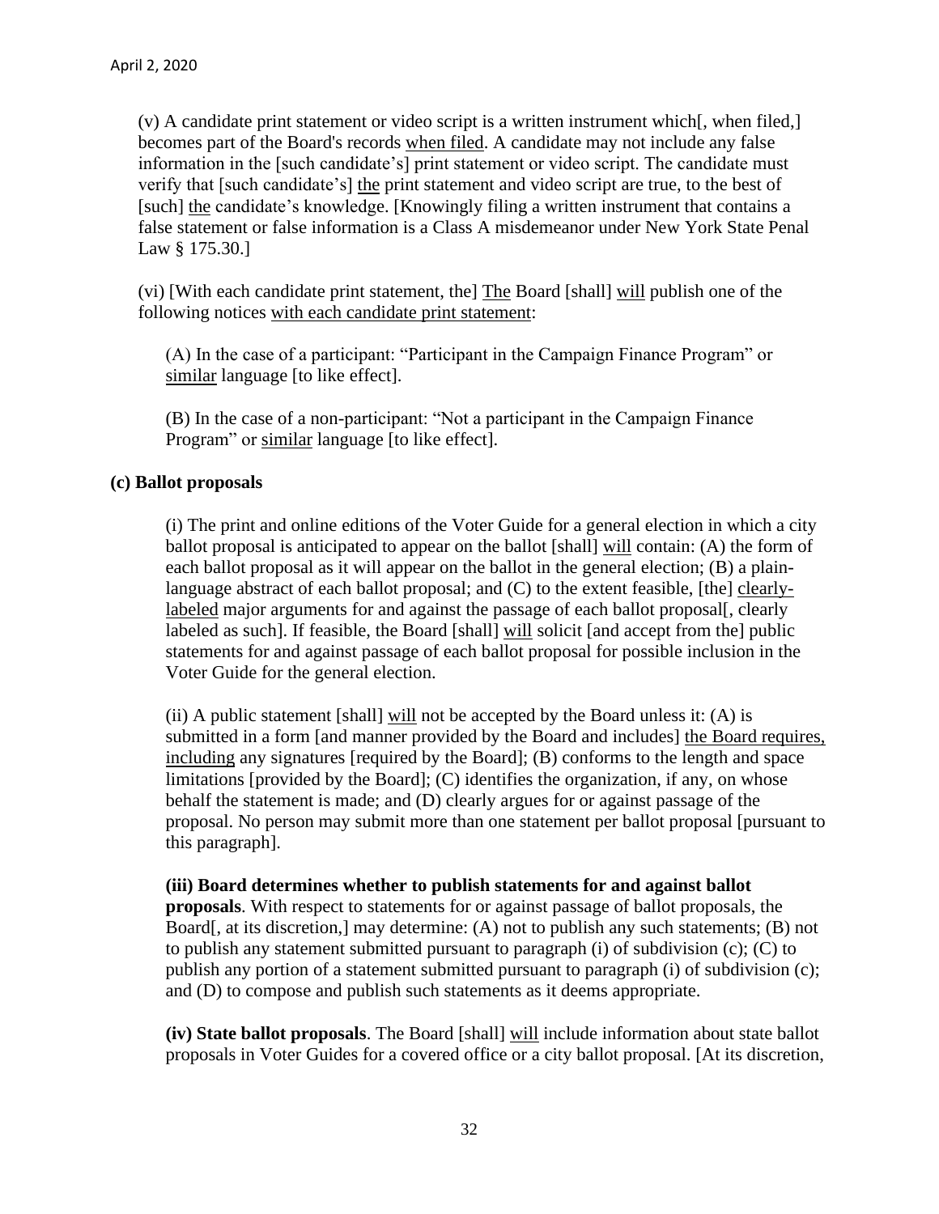(v) A candidate print statement or video script is a written instrument which[, when filed,] becomes part of the Board's records <u>when filed</u>. A candidate may not include any false information in the [such candidate's] print statement or video script. The candidate must verify that [such candidate's] <u>the</u> print statement and video script are true, to the best of [such] <u>the</u> candidate's knowledge. [Knowingly filing a written instrument that contains a false statement or false information is a Class A misdemeanor under New York State Penal Law § 175.30.]

(vi) [With each candidate print statement, the] <u>The</u> Board [shall] <u>will</u> publish one of the following notices <u>with each candidate print statement</u>:

(A) In the case of a participant: "Participant in the Campaign Finance Program" or <u>similar</u> language [to like effect].

(B) In the case of a non-participant: "Not a participant in the Campaign Finance Program" or <u>similar</u> language [to like effect].

**(c) Ballot proposals**

(i) The print and online editions of the Voter Guide for a general election in which a city ballot proposal is anticipated to appear on the ballot [shall] <u>will</u> contain: (A) the form of each ballot proposal as it will appear on the ballot in the general election; (B) a plain-language abstract of each ballot proposal; and (C) to the extent feasible, [the] <u>clearly-labeled</u> major arguments for and against the passage of each ballot proposal[, clearly labeled as such]. If feasible, the Board [shall] <u>will</u> solicit [and accept from the] public statements for and against passage of each ballot proposal for possible inclusion in the Voter Guide for the general election.

(ii) A public statement [shall] <u>will</u> not be accepted by the Board unless it: (A) is submitted in a form [and manner provided by the Board and includes] <u>the Board requires, including</u> any signatures [required by the Board]; (B) conforms to the length and space limitations [provided by the Board]; (C) identifies the organization, if any, on whose behalf the statement is made; and (D) clearly argues for or against passage of the proposal. No person may submit more than one statement per ballot proposal [pursuant to this paragraph].

**(iii) Board determines whether to publish statements for and against ballot proposals**. With respect to statements for or against passage of ballot proposals, the Board[, at its discretion,] may determine: (A) not to publish any such statements; (B) not to publish any statement submitted pursuant to paragraph (i) of subdivision (c); (C) to publish any portion of a statement submitted pursuant to paragraph (i) of subdivision (c); and (D) to compose and publish such statements as it deems appropriate.

**(iv) State ballot proposals**. The Board [shall] <u>will</u> include information about state ballot proposals in Voter Guides for a covered office or a city ballot proposal. [At its discretion,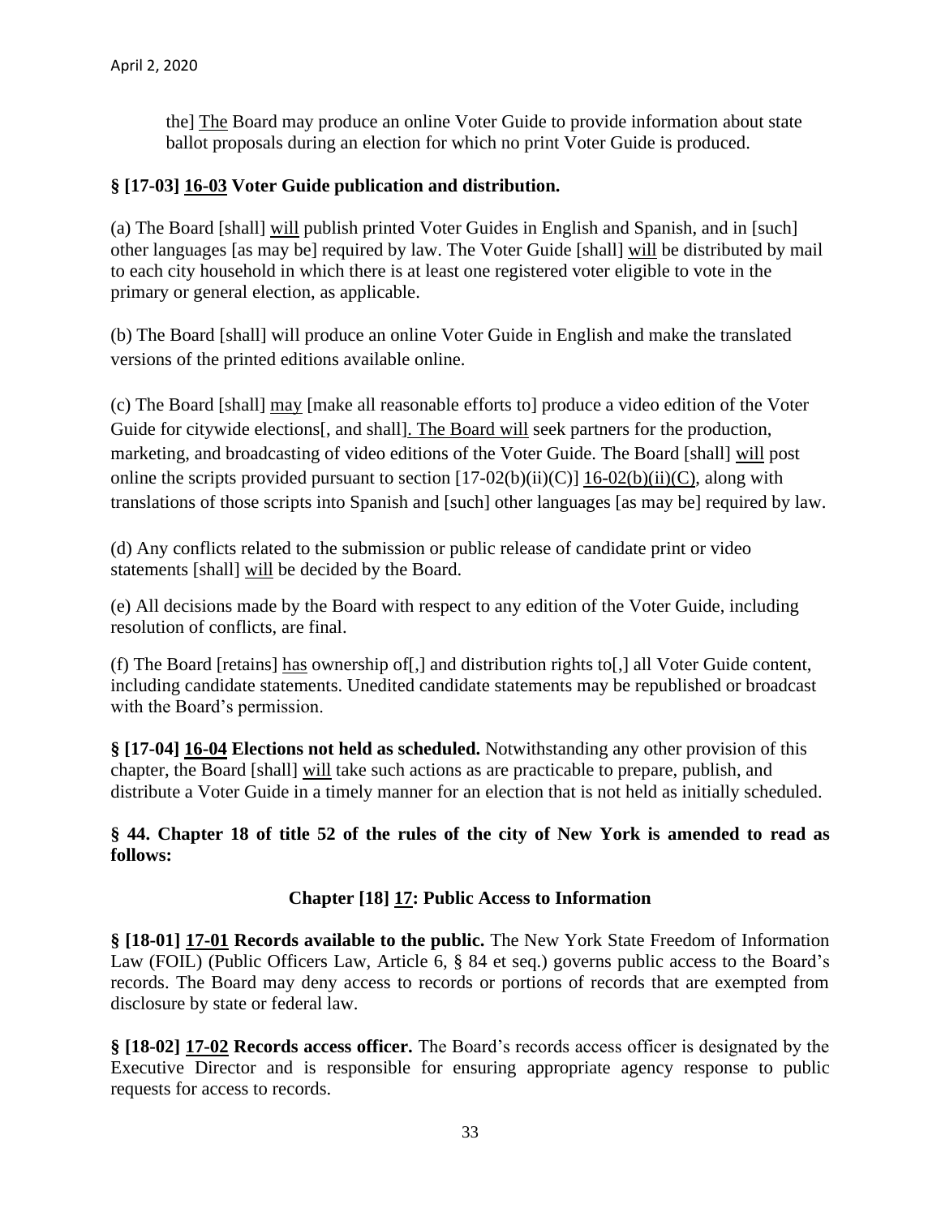the] The Board may produce an online Voter Guide to provide information about state ballot proposals during an election for which no print Voter Guide is produced.

**§ [17-03] 16-03 Voter Guide publication and distribution.**

(a) The Board [shall] will publish printed Voter Guides in English and Spanish, and in [such] other languages [as may be] required by law. The Voter Guide [shall] will be distributed by mail to each city household in which there is at least one registered voter eligible to vote in the primary or general election, as applicable.

(b) The Board [shall] will produce an online Voter Guide in English and make the translated versions of the printed editions available online.

(c) The Board [shall] may [make all reasonable efforts to] produce a video edition of the Voter Guide for citywide elections[, and shall]. The Board will seek partners for the production, marketing, and broadcasting of video editions of the Voter Guide. The Board [shall] will post online the scripts provided pursuant to section [17-02(b)(ii)(C)] 16-02(b)(ii)(C), along with translations of those scripts into Spanish and [such] other languages [as may be] required by law.

(d) Any conflicts related to the submission or public release of candidate print or video statements [shall] will be decided by the Board.

(e) All decisions made by the Board with respect to any edition of the Voter Guide, including resolution of conflicts, are final.

(f) The Board [retains] has ownership of[,] and distribution rights to[,] all Voter Guide content, including candidate statements. Unedited candidate statements may be republished or broadcast with the Board's permission.

**§ [17-04] 16-04 Elections not held as scheduled.** Notwithstanding any other provision of this chapter, the Board [shall] will take such actions as are practicable to prepare, publish, and distribute a Voter Guide in a timely manner for an election that is not held as initially scheduled.

**§ 44. Chapter 18 of title 52 of the rules of the city of New York is amended to read as follows:**

**Chapter [18] 17: Public Access to Information**

**§ [18-01] 17-01 Records available to the public.** The New York State Freedom of Information Law (FOIL) (Public Officers Law, Article 6, § 84 et seq.) governs public access to the Board's records. The Board may deny access to records or portions of records that are exempted from disclosure by state or federal law.

**§ [18-02] 17-02 Records access officer.** The Board's records access officer is designated by the Executive Director and is responsible for ensuring appropriate agency response to public requests for access to records.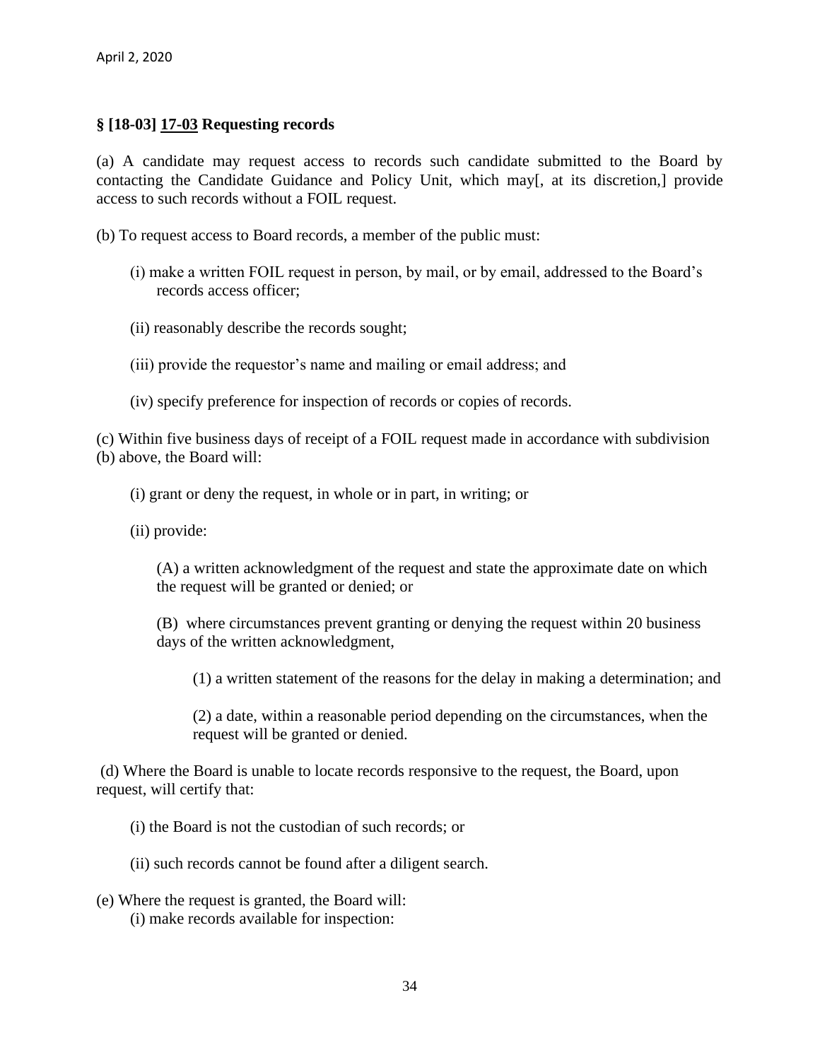April 2, 2020

**§ [18-03] 17-03 Requesting records**

(a) A candidate may request access to records such candidate submitted to the Board by contacting the Candidate Guidance and Policy Unit, which may[, at its discretion,] provide access to such records without a FOIL request.

(b) To request access to Board records, a member of the public must:

(i) make a written FOIL request in person, by mail, or by email, addressed to the Board's records access officer;

(ii) reasonably describe the records sought;

(iii) provide the requestor's name and mailing or email address; and

(iv) specify preference for inspection of records or copies of records.

(c) Within five business days of receipt of a FOIL request made in accordance with subdivision (b) above, the Board will:

(i) grant or deny the request, in whole or in part, in writing; or

(ii) provide:

(A) a written acknowledgment of the request and state the approximate date on which the request will be granted or denied; or

(B) where circumstances prevent granting or denying the request within 20 business days of the written acknowledgment,

(1) a written statement of the reasons for the delay in making a determination; and

(2) a date, within a reasonable period depending on the circumstances, when the request will be granted or denied.

(d) Where the Board is unable to locate records responsive to the request, the Board, upon request, will certify that:

(i) the Board is not the custodian of such records; or

(ii) such records cannot be found after a diligent search.

(e) Where the request is granted, the Board will:

(i) make records available for inspection: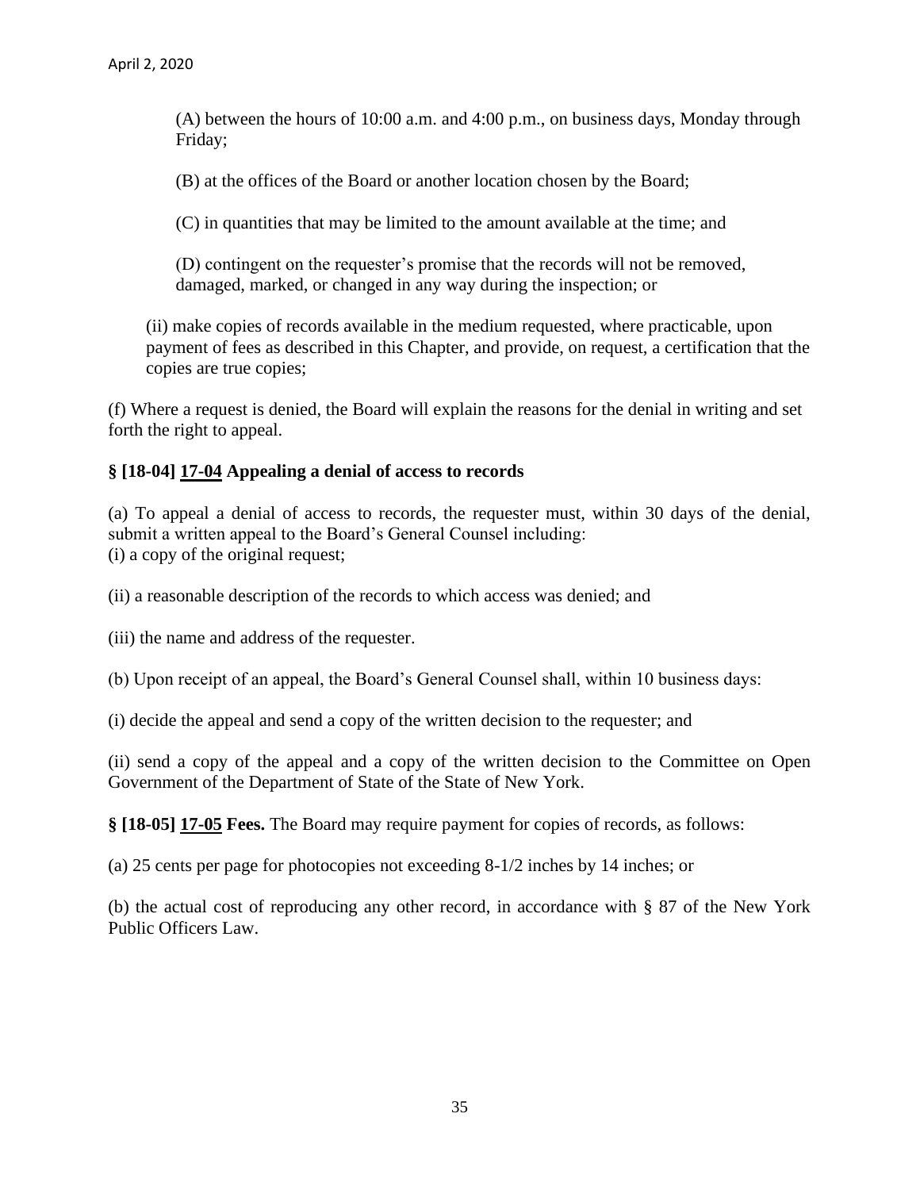(A) between the hours of 10:00 a.m. and 4:00 p.m., on business days, Monday through Friday;

(B) at the offices of the Board or another location chosen by the Board;

(C) in quantities that may be limited to the amount available at the time; and

(D) contingent on the requester's promise that the records will not be removed, damaged, marked, or changed in any way during the inspection; or

(ii) make copies of records available in the medium requested, where practicable, upon payment of fees as described in this Chapter, and provide, on request, a certification that the copies are true copies;

(f) Where a request is denied, the Board will explain the reasons for the denial in writing and set forth the right to appeal.

**§ [18-04] <u>17-04</u> Appealing a denial of access to records**

(a) To appeal a denial of access to records, the requester must, within 30 days of the denial, submit a written appeal to the Board's General Counsel including:
(i) a copy of the original request;

(ii) a reasonable description of the records to which access was denied; and

(iii) the name and address of the requester.

(b) Upon receipt of an appeal, the Board's General Counsel shall, within 10 business days:

(i) decide the appeal and send a copy of the written decision to the requester; and

(ii) send a copy of the appeal and a copy of the written decision to the Committee on Open Government of the Department of State of the State of New York.

**§ [18-05] <u>17-05</u> Fees.** The Board may require payment for copies of records, as follows:

(a) 25 cents per page for photocopies not exceeding 8-1/2 inches by 14 inches; or

(b) the actual cost of reproducing any other record, in accordance with § 87 of the New York Public Officers Law.